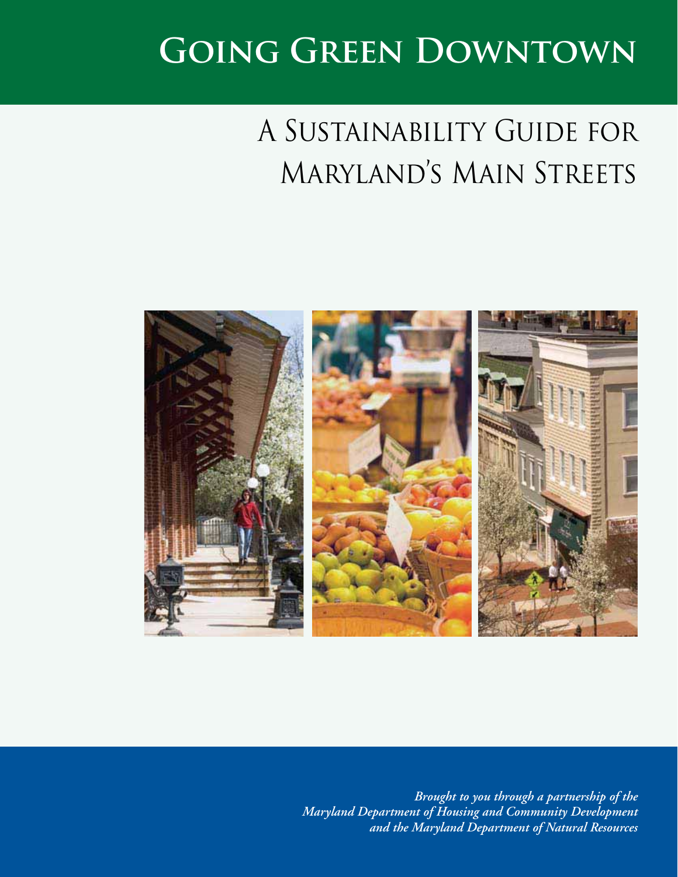# Going Green Downtown

## A Sustainability Guide for Maryland's Main Streets

*Brought to you through a partnership of the Maryland Department of Housing and Community Development and the Maryland Department of Natural Resources*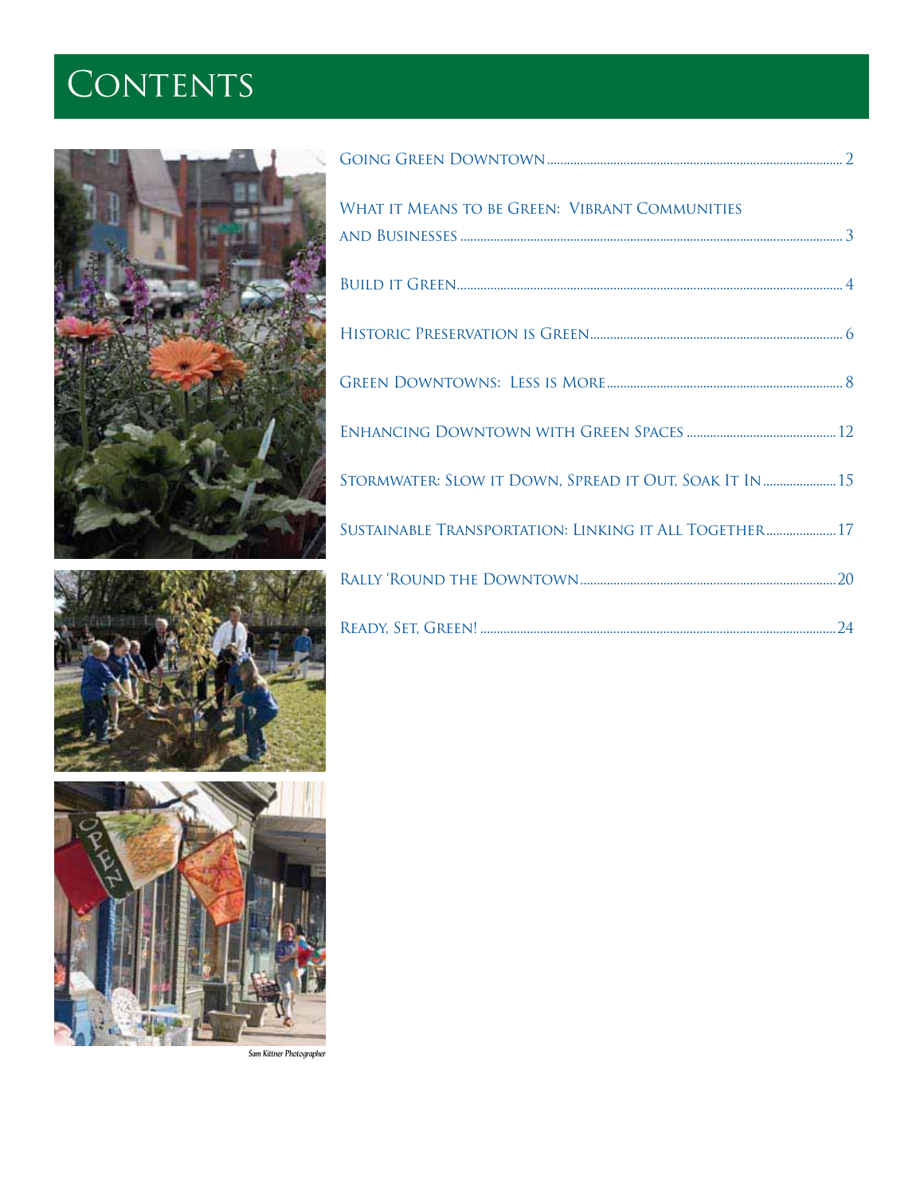# Contents

Going Green Downtown .......... 2

What it Means to be Green: Vibrant Communities and Businesses .......... 3

Build it Green .......... 4

Historic Preservation is Green .......... 6

Green Downtowns: Less is More .......... 8

Enhancing Downtown with Green Spaces .......... 12

Stormwater: Slow it Down, Spread it Out, Soak It In .......... 15

Sustainable Transportation: Linking it All Together .......... 17

Rally 'Round the Downtown .......... 20

Ready, Set, Green! .......... 24

*Sam Kittner Photographer*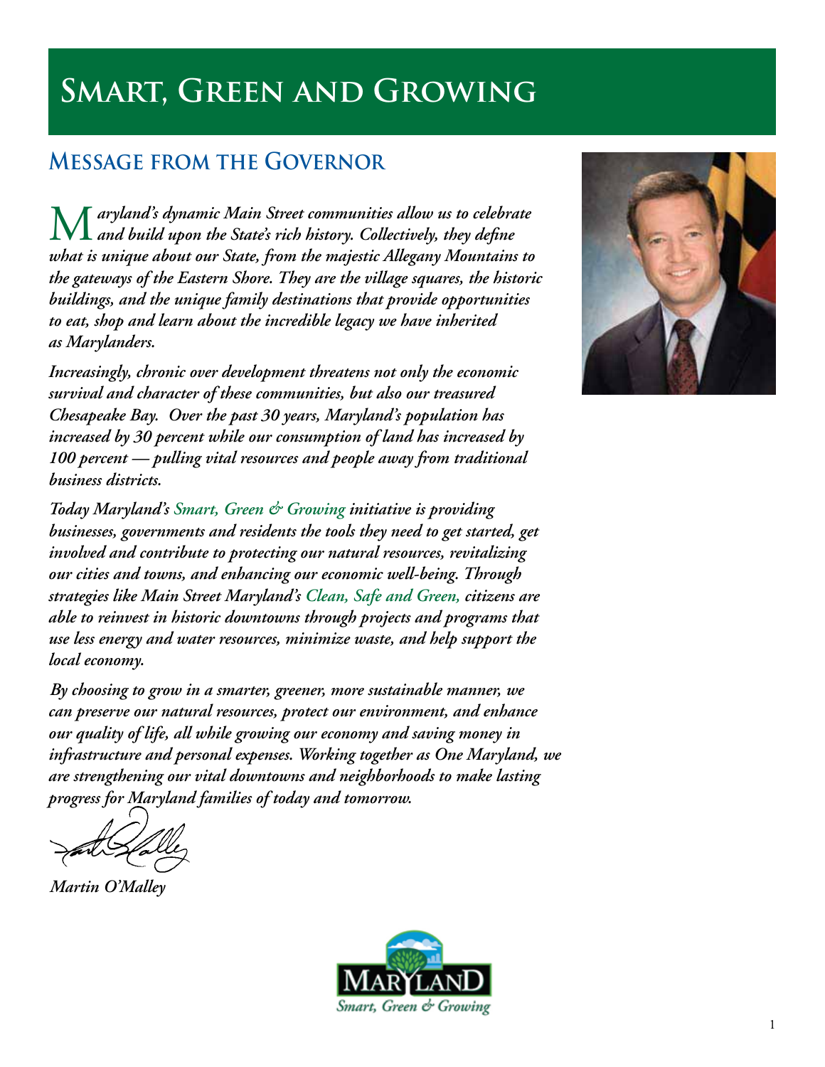# Smart, Green and Growing

## Message from the Governor

*Maryland's dynamic Main Street communities allow us to celebrate and build upon the State's rich history. Collectively, they define what is unique about our State, from the majestic Allegany Mountains to the gateways of the Eastern Shore. They are the village squares, the historic buildings, and the unique family destinations that provide opportunities to eat, shop and learn about the incredible legacy we have inherited as Marylanders.*

*Increasingly, chronic over development threatens not only the economic survival and character of these communities, but also our treasured Chesapeake Bay. Over the past 30 years, Maryland's population has increased by 30 percent while our consumption of land has increased by 100 percent — pulling vital resources and people away from traditional business districts.*

*Today Maryland's Smart, Green & Growing initiative is providing businesses, governments and residents the tools they need to get started, get involved and contribute to protecting our natural resources, revitalizing our cities and towns, and enhancing our economic well-being. Through strategies like Main Street Maryland's Clean, Safe and Green, citizens are able to reinvest in historic downtowns through projects and programs that use less energy and water resources, minimize waste, and help support the local economy.*

*By choosing to grow in a smarter, greener, more sustainable manner, we can preserve our natural resources, protect our environment, and enhance our quality of life, all while growing our economy and saving money in infrastructure and personal expenses. Working together as One Maryland, we are strengthening our vital downtowns and neighborhoods to make lasting progress for Maryland families of today and tomorrow.*

*Martin O'Malley*

Maryland
Smart, Green & Growing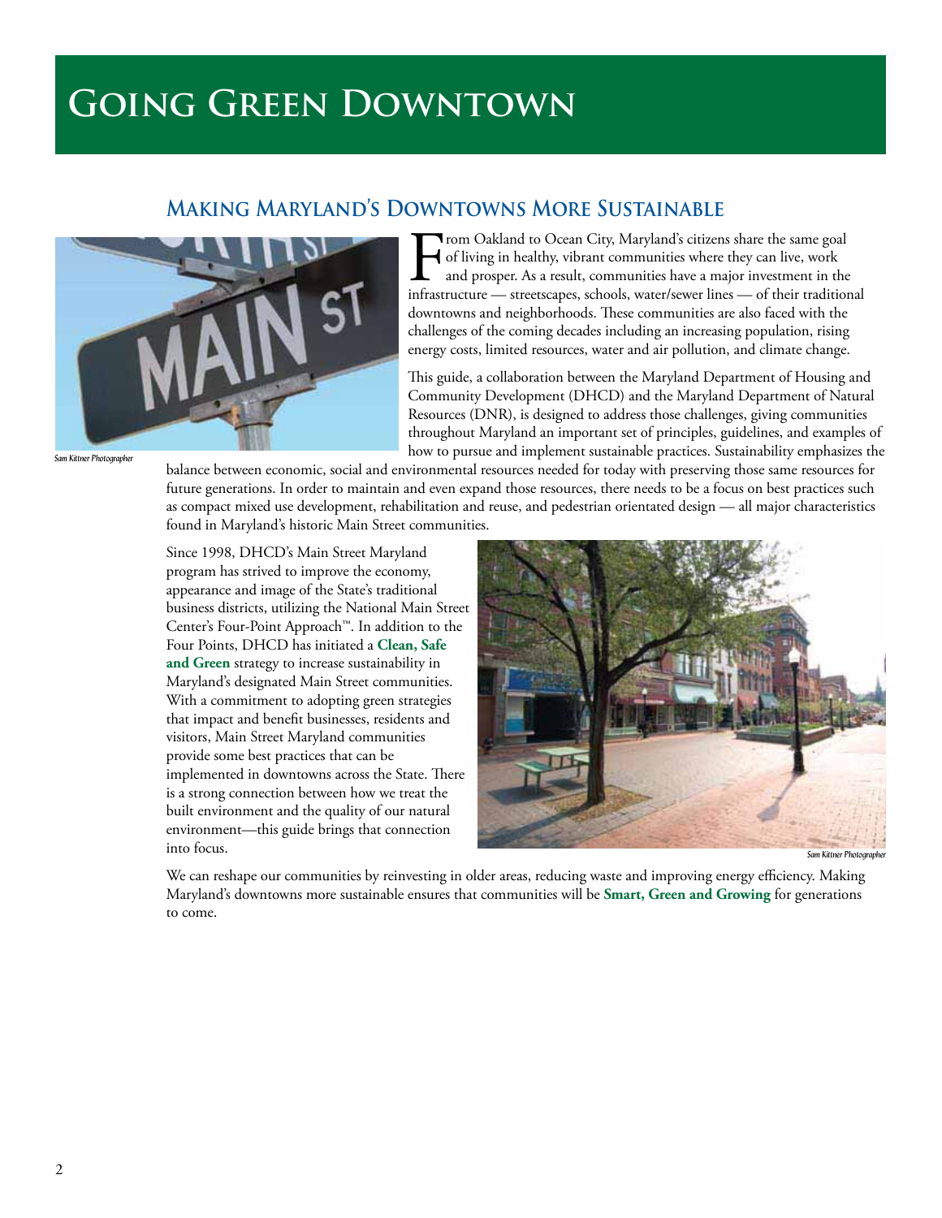# Going Green Downtown

## Making Maryland's Downtowns More Sustainable

*Sam Kittner Photographer*

From Oakland to Ocean City, Maryland's citizens share the same goal of living in healthy, vibrant communities where they can live, work and prosper. As a result, communities have a major investment in the infrastructure — streetscapes, schools, water/sewer lines — of their traditional downtowns and neighborhoods. These communities are also faced with the challenges of the coming decades including an increasing population, rising energy costs, limited resources, water and air pollution, and climate change.

This guide, a collaboration between the Maryland Department of Housing and Community Development (DHCD) and the Maryland Department of Natural Resources (DNR), is designed to address those challenges, giving communities throughout Maryland an important set of principles, guidelines, and examples of how to pursue and implement sustainable practices. Sustainability emphasizes the balance between economic, social and environmental resources needed for today with preserving those same resources for future generations. In order to maintain and even expand those resources, there needs to be a focus on best practices such as compact mixed use development, rehabilitation and reuse, and pedestrian orientated design — all major characteristics found in Maryland's historic Main Street communities.

Since 1998, DHCD's Main Street Maryland program has strived to improve the economy, appearance and image of the State's traditional business districts, utilizing the National Main Street Center's Four-Point Approach™. In addition to the Four Points, DHCD has initiated a **Clean, Safe and Green** strategy to increase sustainability in Maryland's designated Main Street communities. With a commitment to adopting green strategies that impact and benefit businesses, residents and visitors, Main Street Maryland communities provide some best practices that can be implemented in downtowns across the State. There is a strong connection between how we treat the built environment and the quality of our natural environment—this guide brings that connection into focus.

*Sam Kittner Photographer*

We can reshape our communities by reinvesting in older areas, reducing waste and improving energy efficiency. Making Maryland's downtowns more sustainable ensures that communities will be **Smart, Green and Growing** for generations to come.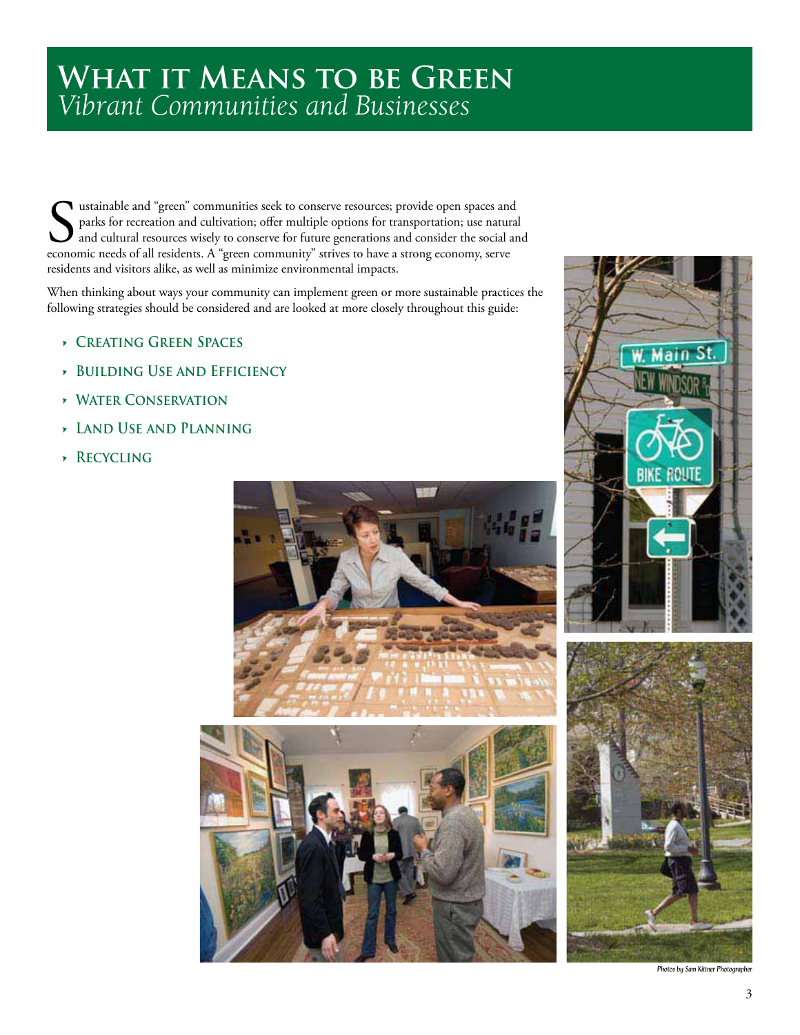# What it Means to be Green
## *Vibrant Communities and Businesses*

Sustainable and "green" communities seek to conserve resources; provide open spaces and parks for recreation and cultivation; offer multiple options for transportation; use natural and cultural resources wisely to conserve for future generations and consider the social and economic needs of all residents. A "green community" strives to have a strong economy, serve residents and visitors alike, as well as minimize environmental impacts.

When thinking about ways your community can implement green or more sustainable practices the following strategies should be considered and are looked at more closely throughout this guide:

- **Creating Green Spaces**
- **Building Use and Efficiency**
- **Water Conservation**
- **Land Use and Planning**
- **Recycling**

*Photos by Sam Kittner Photographer*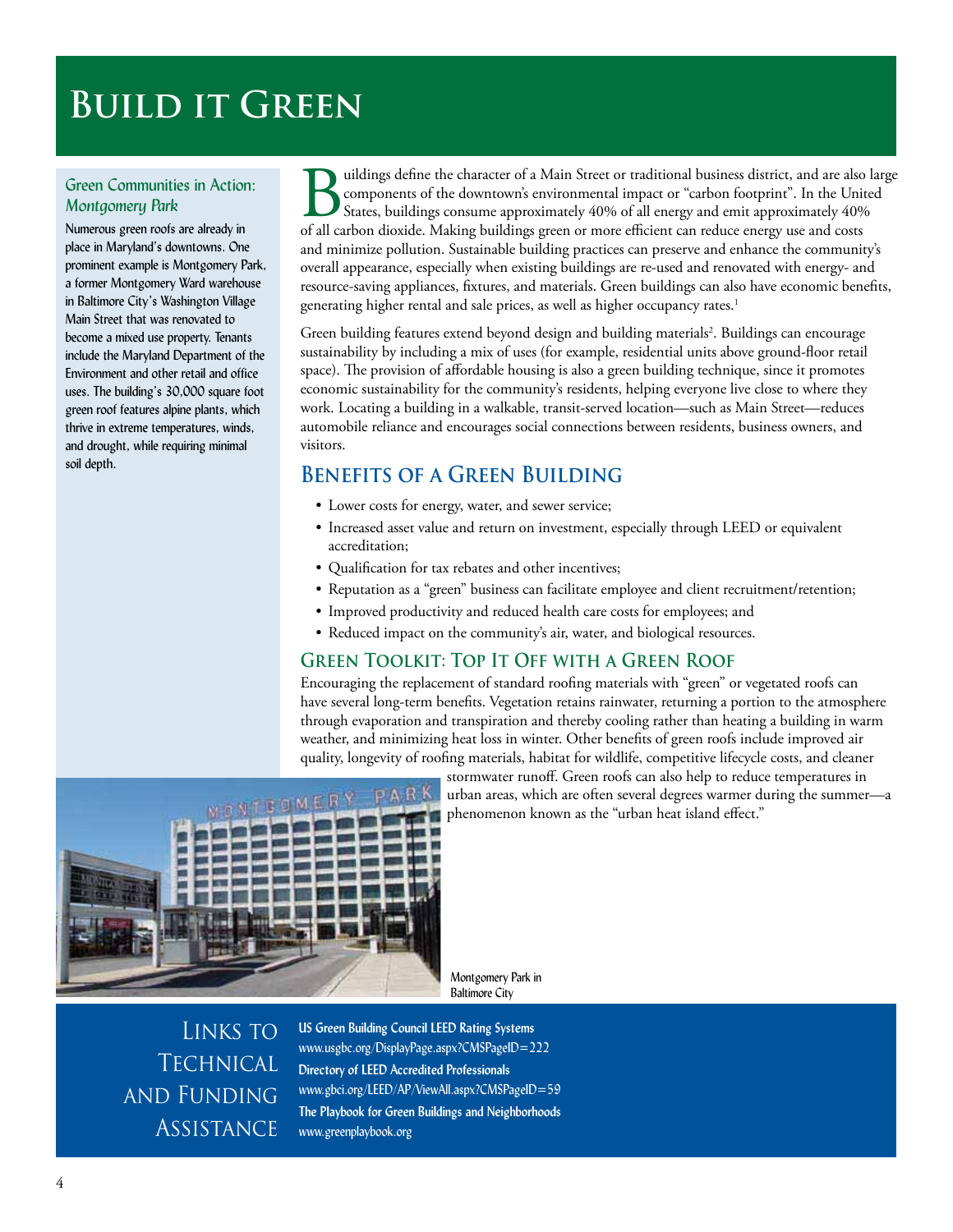# Build it Green

### Green Communities in Action: *Montgomery Park*

Numerous green roofs are already in place in Maryland's downtowns. One prominent example is Montgomery Park, a former Montgomery Ward warehouse in Baltimore City's Washington Village Main Street that was renovated to become a mixed use property. Tenants include the Maryland Department of the Environment and other retail and office uses. The building's 30,000 square foot green roof features alpine plants, which thrive in extreme temperatures, winds, and drought, while requiring minimal soil depth.

Buildings define the character of a Main Street or traditional business district, and are also large components of the downtown's environmental impact or "carbon footprint". In the United States, buildings consume approximately 40% of all energy and emit approximately 40% of all carbon dioxide. Making buildings green or more efficient can reduce energy use and costs and minimize pollution. Sustainable building practices can preserve and enhance the community's overall appearance, especially when existing buildings are re-used and renovated with energy- and resource-saving appliances, fixtures, and materials. Green buildings can also have economic benefits, generating higher rental and sale prices, as well as higher occupancy rates.[1]

Green building features extend beyond design and building materials[2]. Buildings can encourage sustainability by including a mix of uses (for example, residential units above ground-floor retail space). The provision of affordable housing is also a green building technique, since it promotes economic sustainability for the community's residents, helping everyone live close to where they work. Locating a building in a walkable, transit-served location—such as Main Street—reduces automobile reliance and encourages social connections between residents, business owners, and visitors.

## Benefits of a Green Building

- Lower costs for energy, water, and sewer service;
- Increased asset value and return on investment, especially through LEED or equivalent accreditation;
- Qualification for tax rebates and other incentives;
- Reputation as a "green" business can facilitate employee and client recruitment/retention;
- Improved productivity and reduced health care costs for employees; and
- Reduced impact on the community's air, water, and biological resources.

### Green Toolkit: Top It Off with a Green Roof

Encouraging the replacement of standard roofing materials with "green" or vegetated roofs can have several long-term benefits. Vegetation retains rainwater, returning a portion to the atmosphere through evaporation and transpiration and thereby cooling rather than heating a building in warm weather, and minimizing heat loss in winter. Other benefits of green roofs include improved air quality, longevity of roofing materials, habitat for wildlife, competitive lifecycle costs, and cleaner stormwater runoff. Green roofs can also help to reduce temperatures in urban areas, which are often several degrees warmer during the summer—a phenomenon known as the "urban heat island effect."

Montgomery Park in Baltimore City

## Links to Technical and Funding Assistance

**US Green Building Council LEED Rating Systems**
www.usgbc.org/DisplayPage.aspx?CMSPageID=222

**Directory of LEED Accredited Professionals**
www.gbci.org/LEED/AP/ViewAll.aspx?CMSPageID=59

**The Playbook for Green Buildings and Neighborhoods**
www.greenplaybook.org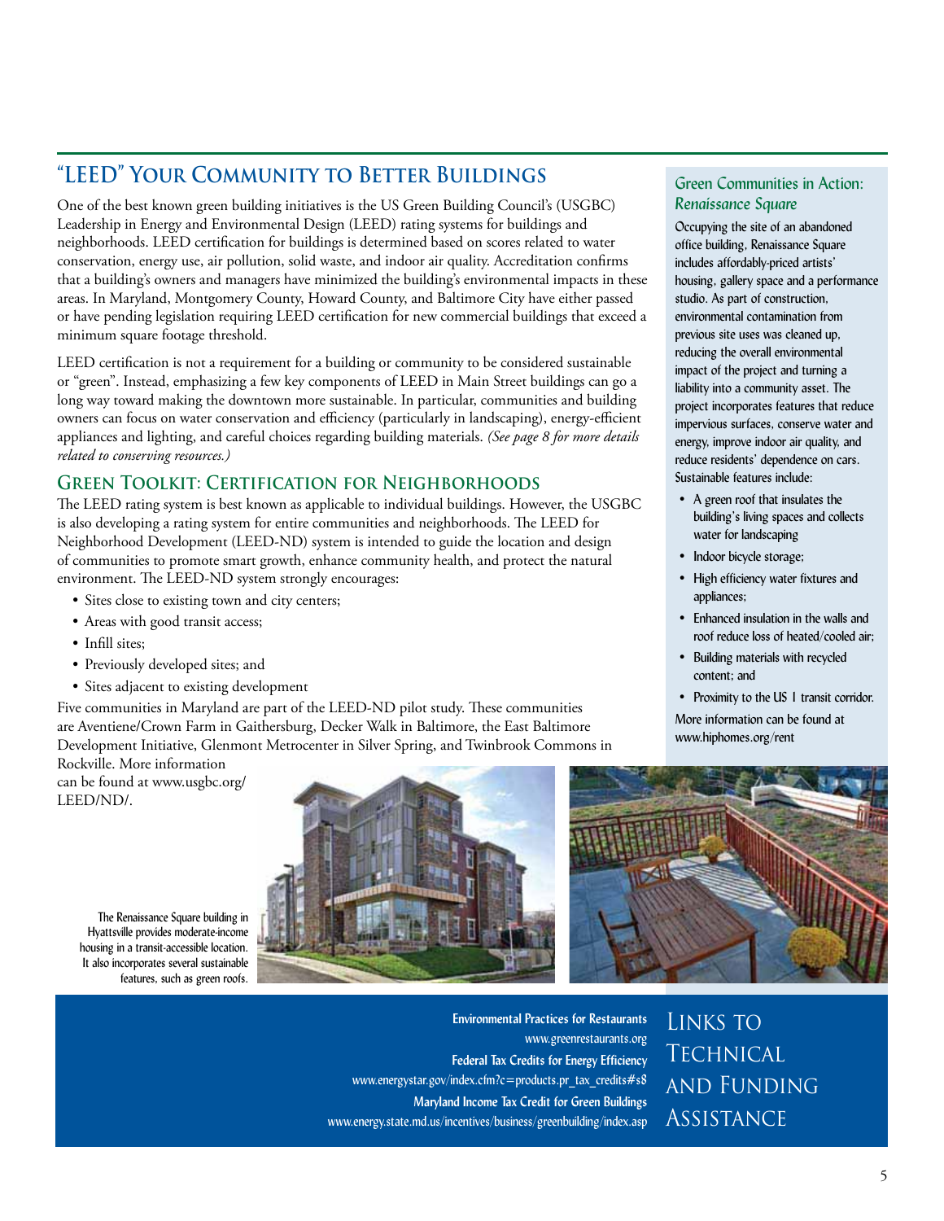## "LEED" Your Community to Better Buildings

One of the best known green building initiatives is the US Green Building Council's (USGBC) Leadership in Energy and Environmental Design (LEED) rating systems for buildings and neighborhoods. LEED certification for buildings is determined based on scores related to water conservation, energy use, air pollution, solid waste, and indoor air quality. Accreditation confirms that a building's owners and managers have minimized the building's environmental impacts in these areas. In Maryland, Montgomery County, Howard County, and Baltimore City have either passed or have pending legislation requiring LEED certification for new commercial buildings that exceed a minimum square footage threshold.

LEED certification is not a requirement for a building or community to be considered sustainable or "green". Instead, emphasizing a few key components of LEED in Main Street buildings can go a long way toward making the downtown more sustainable. In particular, communities and building owners can focus on water conservation and efficiency (particularly in landscaping), energy-efficient appliances and lighting, and careful choices regarding building materials. *(See page 8 for more details related to conserving resources.)*

## Green Toolkit: Certification for Neighborhoods

The LEED rating system is best known as applicable to individual buildings. However, the USGBC is also developing a rating system for entire communities and neighborhoods. The LEED for Neighborhood Development (LEED-ND) system is intended to guide the location and design of communities to promote smart growth, enhance community health, and protect the natural environment. The LEED-ND system strongly encourages:

- Sites close to existing town and city centers;
- Areas with good transit access;
- Infill sites;
- Previously developed sites; and
- Sites adjacent to existing development

Five communities in Maryland are part of the LEED-ND pilot study. These communities are Aventiene/Crown Farm in Gaithersburg, Decker Walk in Baltimore, the East Baltimore Development Initiative, Glenmont Metrocenter in Silver Spring, and Twinbrook Commons in Rockville. More information can be found at www.usgbc.org/LEED/ND/.

### Green Communities in Action: *Renaissance Square*

Occupying the site of an abandoned office building, Renaissance Square includes affordably-priced artists' housing, gallery space and a performance studio. As part of construction, environmental contamination from previous site uses was cleaned up, reducing the overall environmental impact of the project and turning a liability into a community asset. The project incorporates features that reduce impervious surfaces, conserve water and energy, improve indoor air quality, and reduce residents' dependence on cars. Sustainable features include:

- A green roof that insulates the building's living spaces and collects water for landscaping
- Indoor bicycle storage;
- High efficiency water fixtures and appliances;
- Enhanced insulation in the walls and roof reduce loss of heated/cooled air;
- Building materials with recycled content; and
- Proximity to the US 1 transit corridor.

More information can be found at www.hiphomes.org/rent

The Renaissance Square building in Hyattsville provides moderate-income housing in a transit-accessible location. It also incorporates several sustainable features, such as green roofs.

## Links to Technical and Funding Assistance

**Environmental Practices for Restaurants**
www.greenrestaurants.org

**Federal Tax Credits for Energy Efficiency**
www.energystar.gov/index.cfm?c=products.pr_tax_credits#s8

**Maryland Income Tax Credit for Green Buildings**
www.energy.state.md.us/incentives/business/greenbuilding/index.asp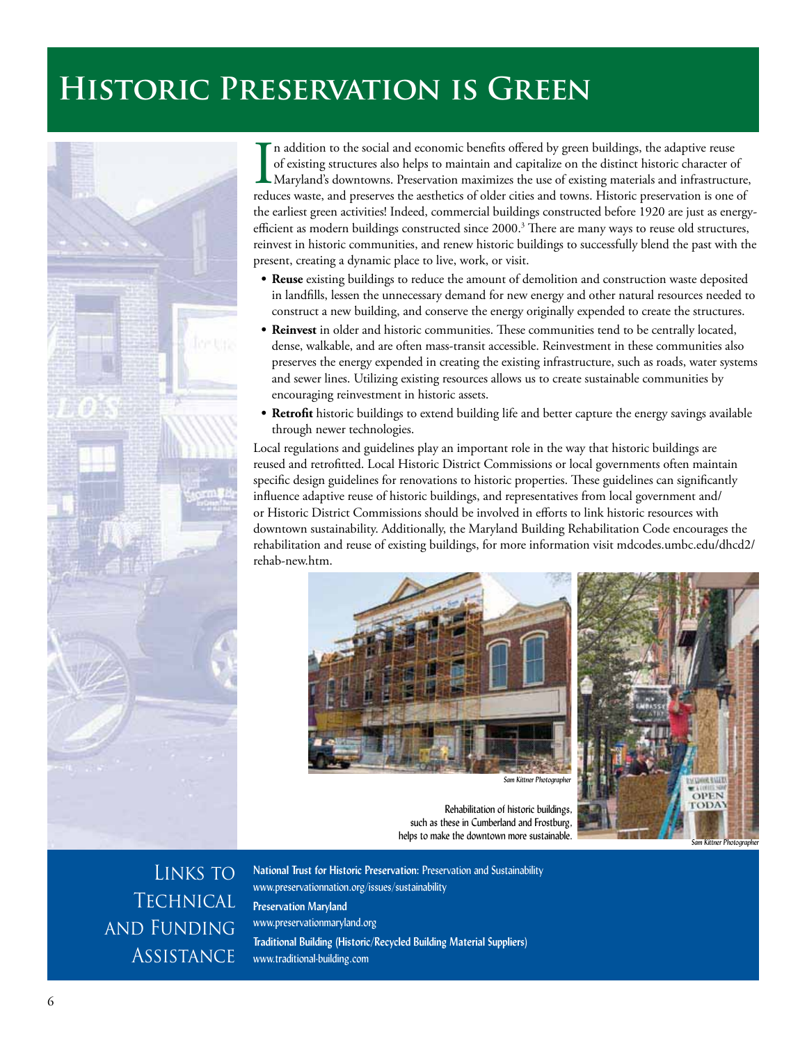# Historic Preservation is Green

In addition to the social and economic benefits offered by green buildings, the adaptive reuse of existing structures also helps to maintain and capitalize on the distinct historic character of Maryland's downtowns. Preservation maximizes the use of existing materials and infrastructure, reduces waste, and preserves the aesthetics of older cities and towns. Historic preservation is one of the earliest green activities! Indeed, commercial buildings constructed before 1920 are just as energy-efficient as modern buildings constructed since 2000.[3] There are many ways to reuse old structures, reinvest in historic communities, and renew historic buildings to successfully blend the past with the present, creating a dynamic place to live, work, or visit.

- **Reuse** existing buildings to reduce the amount of demolition and construction waste deposited in landfills, lessen the unnecessary demand for new energy and other natural resources needed to construct a new building, and conserve the energy originally expended to create the structures.
- **Reinvest** in older and historic communities. These communities tend to be centrally located, dense, walkable, and are often mass-transit accessible. Reinvestment in these communities also preserves the energy expended in creating the existing infrastructure, such as roads, water systems and sewer lines. Utilizing existing resources allows us to create sustainable communities by encouraging reinvestment in historic assets.
- **Retrofit** historic buildings to extend building life and better capture the energy savings available through newer technologies.

Local regulations and guidelines play an important role in the way that historic buildings are reused and retrofitted. Local Historic District Commissions or local governments often maintain specific design guidelines for renovations to historic properties. These guidelines can significantly influence adaptive reuse of historic buildings, and representatives from local government and/or Historic District Commissions should be involved in efforts to link historic resources with downtown sustainability. Additionally, the Maryland Building Rehabilitation Code encourages the rehabilitation and reuse of existing buildings, for more information visit mdcodes.umbc.edu/dhcd2/rehab-new.htm.

*Sam Kittner Photographer*

Rehabilitation of historic buildings, such as these in Cumberland and Frostburg, helps to make the downtown more sustainable.

*Sam Kittner Photographer*

## Links to Technical and Funding Assistance

**National Trust for Historic Preservation:** Preservation and Sustainability
www.preservationnation.org/issues/sustainability

**Preservation Maryland**
www.preservationmaryland.org

**Traditional Building (Historic/Recycled Building Material Suppliers)**
www.traditional-building.com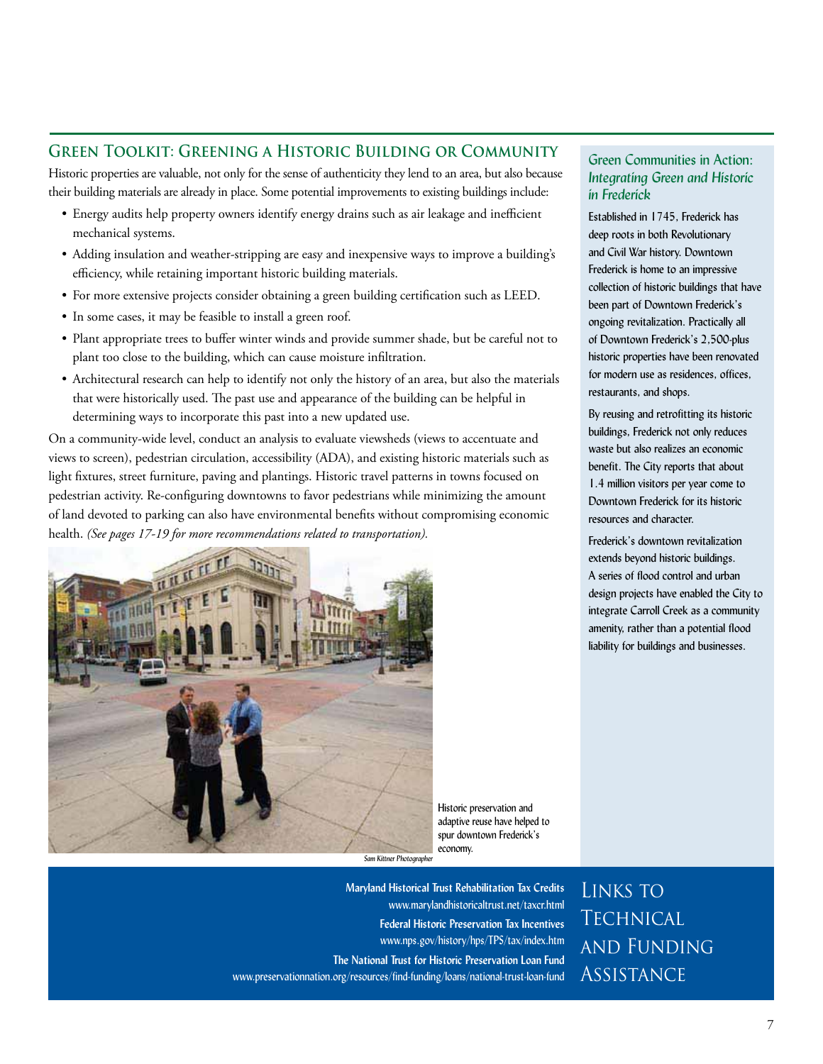## Green Toolkit: Greening a Historic Building or Community

Historic properties are valuable, not only for the sense of authenticity they lend to an area, but also because their building materials are already in place. Some potential improvements to existing buildings include:

- Energy audits help property owners identify energy drains such as air leakage and inefficient mechanical systems.
- Adding insulation and weather-stripping are easy and inexpensive ways to improve a building's efficiency, while retaining important historic building materials.
- For more extensive projects consider obtaining a green building certification such as LEED.
- In some cases, it may be feasible to install a green roof.
- Plant appropriate trees to buffer winter winds and provide summer shade, but be careful not to plant too close to the building, which can cause moisture infiltration.
- Architectural research can help to identify not only the history of an area, but also the materials that were historically used. The past use and appearance of the building can be helpful in determining ways to incorporate this past into a new updated use.

On a community-wide level, conduct an analysis to evaluate viewsheds (views to accentuate and views to screen), pedestrian circulation, accessibility (ADA), and existing historic materials such as light fixtures, street furniture, paving and plantings. Historic travel patterns in towns focused on pedestrian activity. Re-configuring downtowns to favor pedestrians while minimizing the amount of land devoted to parking can also have environmental benefits without compromising economic health. *(See pages 17-19 for more recommendations related to transportation).*

Sam Kittner Photographer

Historic preservation and adaptive reuse have helped to spur downtown Frederick's economy.

### Green Communities in Action: *Integrating Green and Historic in Frederick*

Established in 1745, Frederick has deep roots in both Revolutionary and Civil War history. Downtown Frederick is home to an impressive collection of historic buildings that have been part of Downtown Frederick's ongoing revitalization. Practically all of Downtown Frederick's 2,500-plus historic properties have been renovated for modern use as residences, offices, restaurants, and shops.

By reusing and retrofitting its historic buildings, Frederick not only reduces waste but also realizes an economic benefit. The City reports that about 1.4 million visitors per year come to Downtown Frederick for its historic resources and character.

Frederick's downtown revitalization extends beyond historic buildings. A series of flood control and urban design projects have enabled the City to integrate Carroll Creek as a community amenity, rather than a potential flood liability for buildings and businesses.

### Links to Technical and Funding Assistance

**Maryland Historical Trust Rehabilitation Tax Credits**
www.marylandhistoricaltrust.net/taxcr.html

**Federal Historic Preservation Tax Incentives**
www.nps.gov/history/hps/TPS/tax/index.htm

**The National Trust for Historic Preservation Loan Fund**
www.preservationnation.org/resources/find-funding/loans/national-trust-loan-fund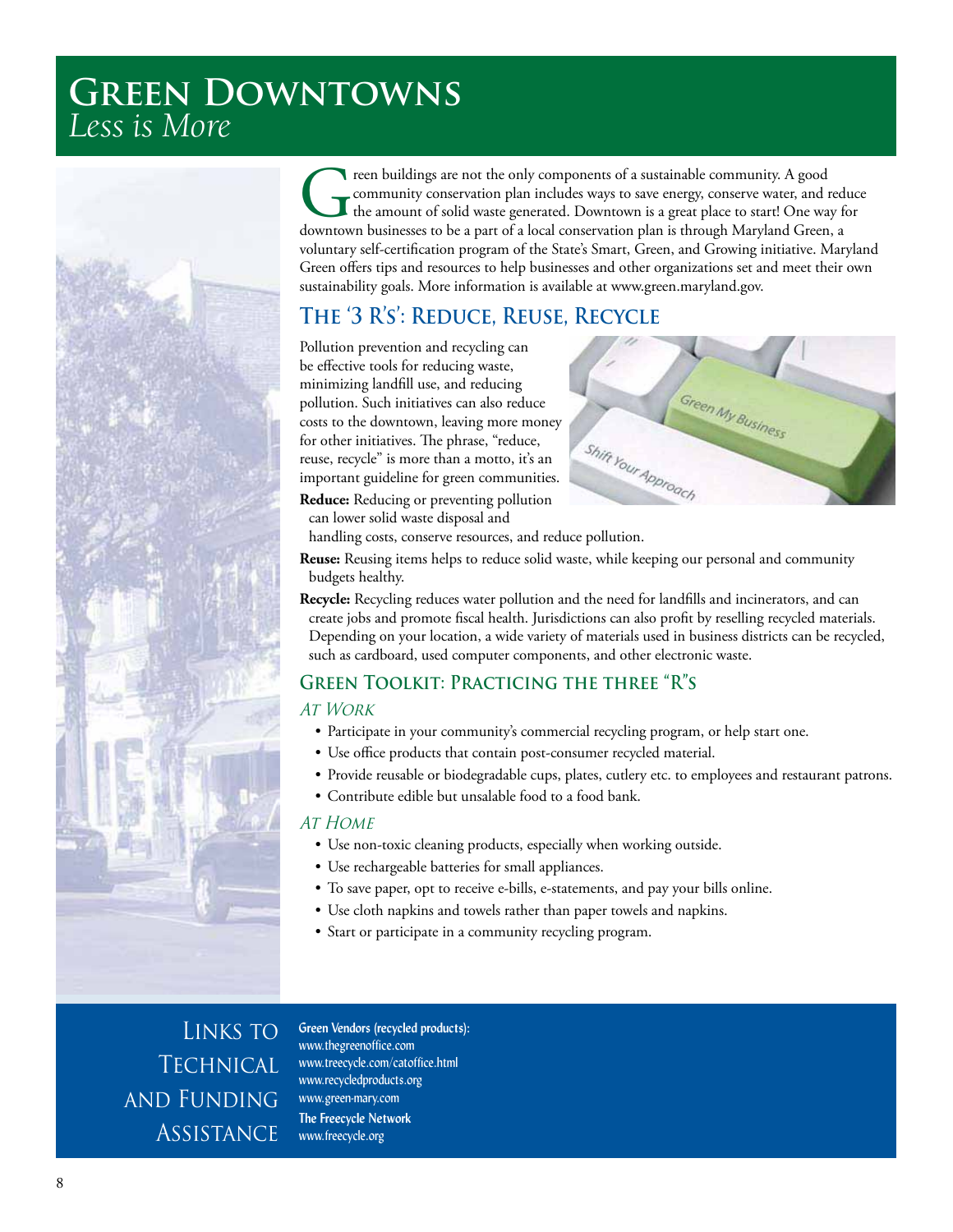# Green Downtowns
*Less is More*

Green buildings are not the only components of a sustainable community. A good community conservation plan includes ways to save energy, conserve water, and reduce the amount of solid waste generated. Downtown is a great place to start! One way for downtown businesses to be a part of a local conservation plan is through Maryland Green, a voluntary self-certification program of the State's Smart, Green, and Growing initiative. Maryland Green offers tips and resources to help businesses and other organizations set and meet their own sustainability goals. More information is available at www.green.maryland.gov.

## The '3 R's': Reduce, Reuse, Recycle

Pollution prevention and recycling can be effective tools for reducing waste, minimizing landfill use, and reducing pollution. Such initiatives can also reduce costs to the downtown, leaving more money for other initiatives. The phrase, "reduce, reuse, recycle" is more than a motto, it's an important guideline for green communities.

**Reduce:** Reducing or preventing pollution can lower solid waste disposal and handling costs, conserve resources, and reduce pollution.

**Reuse:** Reusing items helps to reduce solid waste, while keeping our personal and community budgets healthy.

**Recycle:** Recycling reduces water pollution and the need for landfills and incinerators, and can create jobs and promote fiscal health. Jurisdictions can also profit by reselling recycled materials. Depending on your location, a wide variety of materials used in business districts can be recycled, such as cardboard, used computer components, and other electronic waste.

### Green Toolkit: Practicing the three "R"s

*At Work*

- Participate in your community's commercial recycling program, or help start one.
- Use office products that contain post-consumer recycled material.
- Provide reusable or biodegradable cups, plates, cutlery etc. to employees and restaurant patrons.
- Contribute edible but unsalable food to a food bank.

*At Home*

- Use non-toxic cleaning products, especially when working outside.
- Use rechargeable batteries for small appliances.
- To save paper, opt to receive e-bills, e-statements, and pay your bills online.
- Use cloth napkins and towels rather than paper towels and napkins.
- Start or participate in a community recycling program.

## Links to Technical and Funding Assistance

**Green Vendors (recycled products):**
www.thegreenoffice.com
www.treecycle.com/catoffice.html
www.recycledproducts.org
www.green-mary.com

**The Freecycle Network**
www.freecycle.org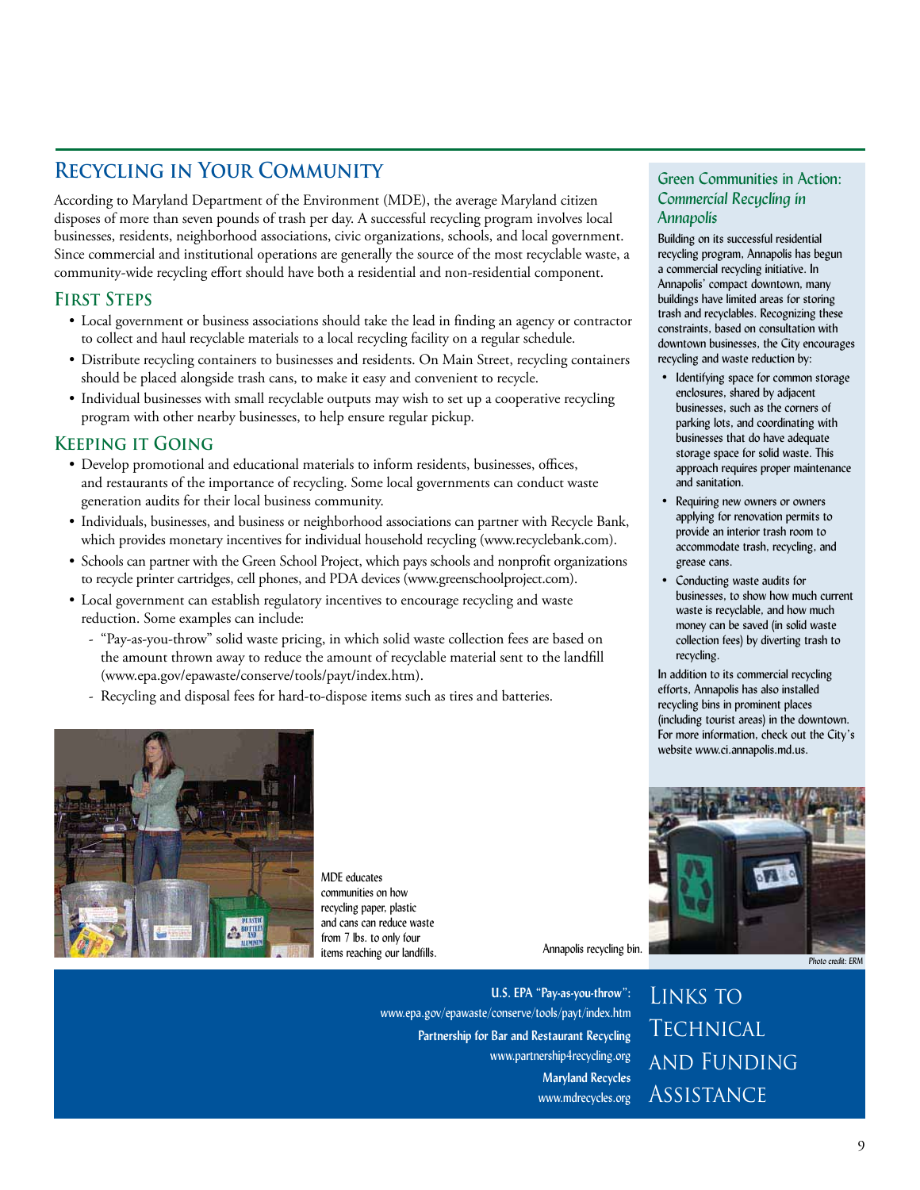## Recycling in Your Community

According to Maryland Department of the Environment (MDE), the average Maryland citizen disposes of more than seven pounds of trash per day. A successful recycling program involves local businesses, residents, neighborhood associations, civic organizations, schools, and local government. Since commercial and institutional operations are generally the source of the most recyclable waste, a community-wide recycling effort should have both a residential and non-residential component.

### First Steps

- Local government or business associations should take the lead in finding an agency or contractor to collect and haul recyclable materials to a local recycling facility on a regular schedule.
- Distribute recycling containers to businesses and residents. On Main Street, recycling containers should be placed alongside trash cans, to make it easy and convenient to recycle.
- Individual businesses with small recyclable outputs may wish to set up a cooperative recycling program with other nearby businesses, to help ensure regular pickup.

### Keeping it Going

- Develop promotional and educational materials to inform residents, businesses, offices, and restaurants of the importance of recycling. Some local governments can conduct waste generation audits for their local business community.
- Individuals, businesses, and business or neighborhood associations can partner with Recycle Bank, which provides monetary incentives for individual household recycling (www.recyclebank.com).
- Schools can partner with the Green School Project, which pays schools and nonprofit organizations to recycle printer cartridges, cell phones, and PDA devices (www.greenschoolproject.com).
- Local government can establish regulatory incentives to encourage recycling and waste reduction. Some examples can include:
  - "Pay-as-you-throw" solid waste pricing, in which solid waste collection fees are based on the amount thrown away to reduce the amount of recyclable material sent to the landfill (www.epa.gov/epawaste/conserve/tools/payt/index.htm).
  - Recycling and disposal fees for hard-to-dispose items such as tires and batteries.

MDE educates communities on how recycling paper, plastic and cans can reduce waste from 7 lbs. to only four items reaching our landfills.

### Green Communities in Action: *Commercial Recycling in Annapolis*

Building on its successful residential recycling program, Annapolis has begun a commercial recycling initiative. In Annapolis' compact downtown, many buildings have limited areas for storing trash and recyclables. Recognizing these constraints, based on consultation with downtown businesses, the City encourages recycling and waste reduction by:

- Identifying space for common storage enclosures, shared by adjacent businesses, such as the corners of parking lots, and coordinating with businesses that do have adequate storage space for solid waste. This approach requires proper maintenance and sanitation.
- Requiring new owners or owners applying for renovation permits to provide an interior trash room to accommodate trash, recycling, and grease cans.
- Conducting waste audits for businesses, to show how much current waste is recyclable, and how much money can be saved (in solid waste collection fees) by diverting trash to recycling.

In addition to its commercial recycling efforts, Annapolis has also installed recycling bins in prominent places (including tourist areas) in the downtown. For more information, check out the City's website www.ci.annapolis.md.us.

Annapolis recycling bin.

Photo credit: ERM

### Links to Technical and Funding Assistance

**U.S. EPA "Pay-as-you-throw":**
www.epa.gov/epawaste/conserve/tools/payt/index.htm

**Partnership for Bar and Restaurant Recycling**
www.partnership4recycling.org

**Maryland Recycles**
www.mdrecycles.org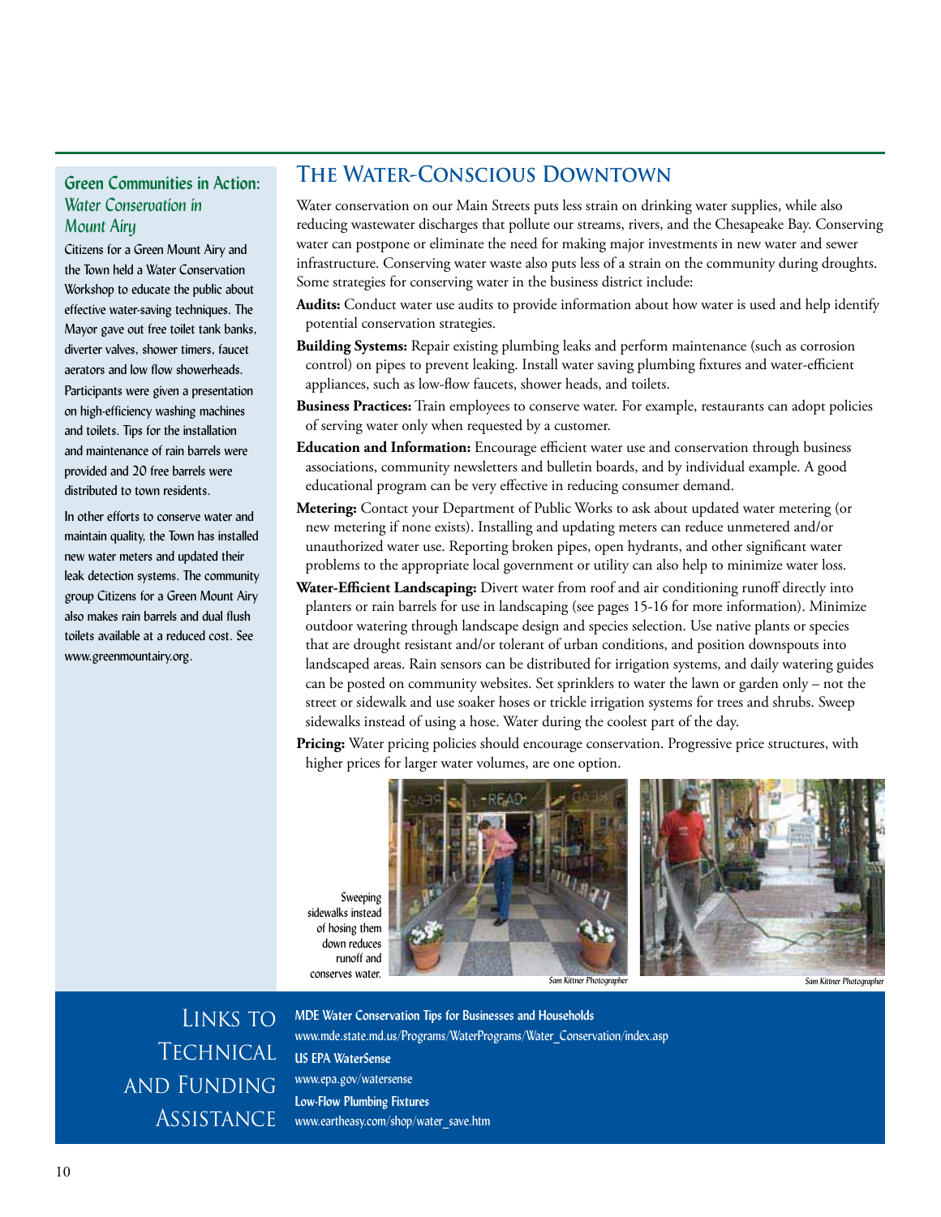## Green Communities in Action: *Water Conservation in Mount Airy*

Citizens for a Green Mount Airy and the Town held a Water Conservation Workshop to educate the public about effective water-saving techniques. The Mayor gave out free toilet tank banks, diverter valves, shower timers, faucet aerators and low flow showerheads. Participants were given a presentation on high-efficiency washing machines and toilets. Tips for the installation and maintenance of rain barrels were provided and 20 free barrels were distributed to town residents.

In other efforts to conserve water and maintain quality, the Town has installed new water meters and updated their leak detection systems. The community group Citizens for a Green Mount Airy also makes rain barrels and dual flush toilets available at a reduced cost. See www.greenmountairy.org.

# The Water-Conscious Downtown

Water conservation on our Main Streets puts less strain on drinking water supplies, while also reducing wastewater discharges that pollute our streams, rivers, and the Chesapeake Bay. Conserving water can postpone or eliminate the need for making major investments in new water and sewer infrastructure. Conserving water waste also puts less of a strain on the community during droughts. Some strategies for conserving water in the business district include:

**Audits:** Conduct water use audits to provide information about how water is used and help identify potential conservation strategies.

**Building Systems:** Repair existing plumbing leaks and perform maintenance (such as corrosion control) on pipes to prevent leaking. Install water saving plumbing fixtures and water-efficient appliances, such as low-flow faucets, shower heads, and toilets.

**Business Practices:** Train employees to conserve water. For example, restaurants can adopt policies of serving water only when requested by a customer.

**Education and Information:** Encourage efficient water use and conservation through business associations, community newsletters and bulletin boards, and by individual example. A good educational program can be very effective in reducing consumer demand.

**Metering:** Contact your Department of Public Works to ask about updated water metering (or new metering if none exists). Installing and updating meters can reduce unmetered and/or unauthorized water use. Reporting broken pipes, open hydrants, and other significant water problems to the appropriate local government or utility can also help to minimize water loss.

**Water-Efficient Landscaping:** Divert water from roof and air conditioning runoff directly into planters or rain barrels for use in landscaping (see pages 15-16 for more information). Minimize outdoor watering through landscape design and species selection. Use native plants or species that are drought resistant and/or tolerant of urban conditions, and position downspouts into landscaped areas. Rain sensors can be distributed for irrigation systems, and daily watering guides can be posted on community websites. Set sprinklers to water the lawn or garden only – not the street or sidewalk and use soaker hoses or trickle irrigation systems for trees and shrubs. Sweep sidewalks instead of using a hose. Water during the coolest part of the day.

**Pricing:** Water pricing policies should encourage conservation. Progressive price structures, with higher prices for larger water volumes, are one option.

Sweeping sidewalks instead of hosing them down reduces runoff and conserves water.

*Sam Kittner Photographer*

*Sam Kittner Photographer*

## Links to Technical and Funding Assistance

**MDE Water Conservation Tips for Businesses and Households**
www.mde.state.md.us/Programs/WaterPrograms/Water_Conservation/index.asp

**US EPA WaterSense**
www.epa.gov/watersense

**Low-Flow Plumbing Fixtures**
www.eartheasy.com/shop/water_save.htm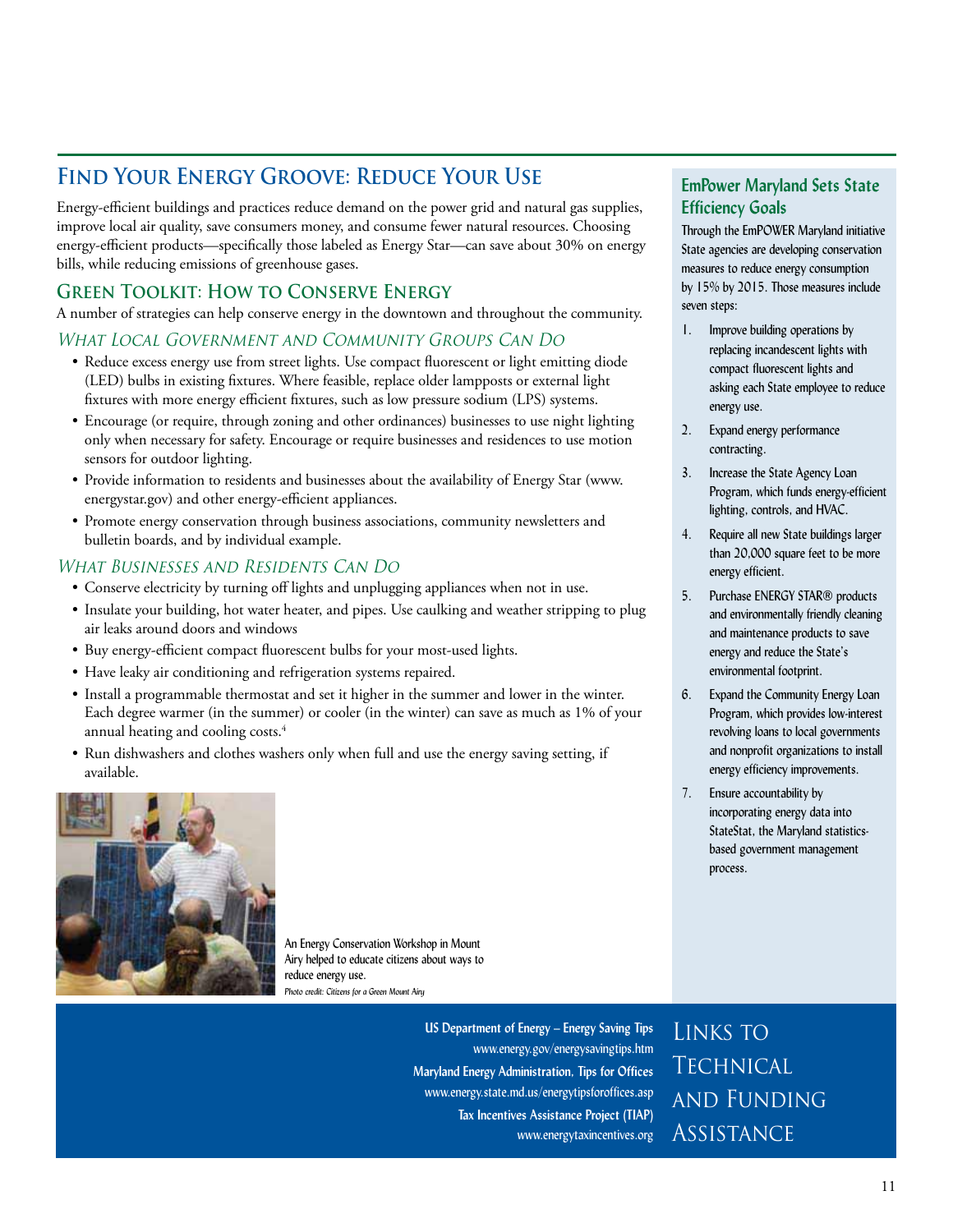## Find Your Energy Groove: Reduce Your Use

Energy-efficient buildings and practices reduce demand on the power grid and natural gas supplies, improve local air quality, save consumers money, and consume fewer natural resources. Choosing energy-efficient products—specifically those labeled as Energy Star—can save about 30% on energy bills, while reducing emissions of greenhouse gases.

### Green Toolkit: How to Conserve Energy

A number of strategies can help conserve energy in the downtown and throughout the community.

#### *What Local Government and Community Groups Can Do*

- Reduce excess energy use from street lights. Use compact fluorescent or light emitting diode (LED) bulbs in existing fixtures. Where feasible, replace older lampposts or external light fixtures with more energy efficient fixtures, such as low pressure sodium (LPS) systems.
- Encourage (or require, through zoning and other ordinances) businesses to use night lighting only when necessary for safety. Encourage or require businesses and residences to use motion sensors for outdoor lighting.
- Provide information to residents and businesses about the availability of Energy Star (www.energystar.gov) and other energy-efficient appliances.
- Promote energy conservation through business associations, community newsletters and bulletin boards, and by individual example.

#### *What Businesses and Residents Can Do*

- Conserve electricity by turning off lights and unplugging appliances when not in use.
- Insulate your building, hot water heater, and pipes. Use caulking and weather stripping to plug air leaks around doors and windows
- Buy energy-efficient compact fluorescent bulbs for your most-used lights.
- Have leaky air conditioning and refrigeration systems repaired.
- Install a programmable thermostat and set it higher in the summer and lower in the winter. Each degree warmer (in the summer) or cooler (in the winter) can save as much as 1% of your annual heating and cooling costs.[4]
- Run dishwashers and clothes washers only when full and use the energy saving setting, if available.

An Energy Conservation Workshop in Mount Airy helped to educate citizens about ways to reduce energy use.

*Photo credit: Citizens for a Green Mount Airy*

### EmPower Maryland Sets State Efficiency Goals

Through the EmPOWER Maryland initiative State agencies are developing conservation measures to reduce energy consumption by 15% by 2015. Those measures include seven steps:

1. Improve building operations by replacing incandescent lights with compact fluorescent lights and asking each State employee to reduce energy use.
2. Expand energy performance contracting.
3. Increase the State Agency Loan Program, which funds energy-efficient lighting, controls, and HVAC.
4. Require all new State buildings larger than 20,000 square feet to be more energy efficient.
5. Purchase ENERGY STAR® products and environmentally friendly cleaning and maintenance products to save energy and reduce the State's environmental footprint.
6. Expand the Community Energy Loan Program, which provides low-interest revolving loans to local governments and nonprofit organizations to install energy efficiency improvements.
7. Ensure accountability by incorporating energy data into StateStat, the Maryland statistics-based government management process.

### Links to Technical and Funding Assistance

**US Department of Energy – Energy Saving Tips**
www.energy.gov/energysavingtips.htm

**Maryland Energy Administration, Tips for Offices**
www.energy.state.md.us/energytipsforoffices.asp

**Tax Incentives Assistance Project (TIAP)**
www.energytaxincentives.org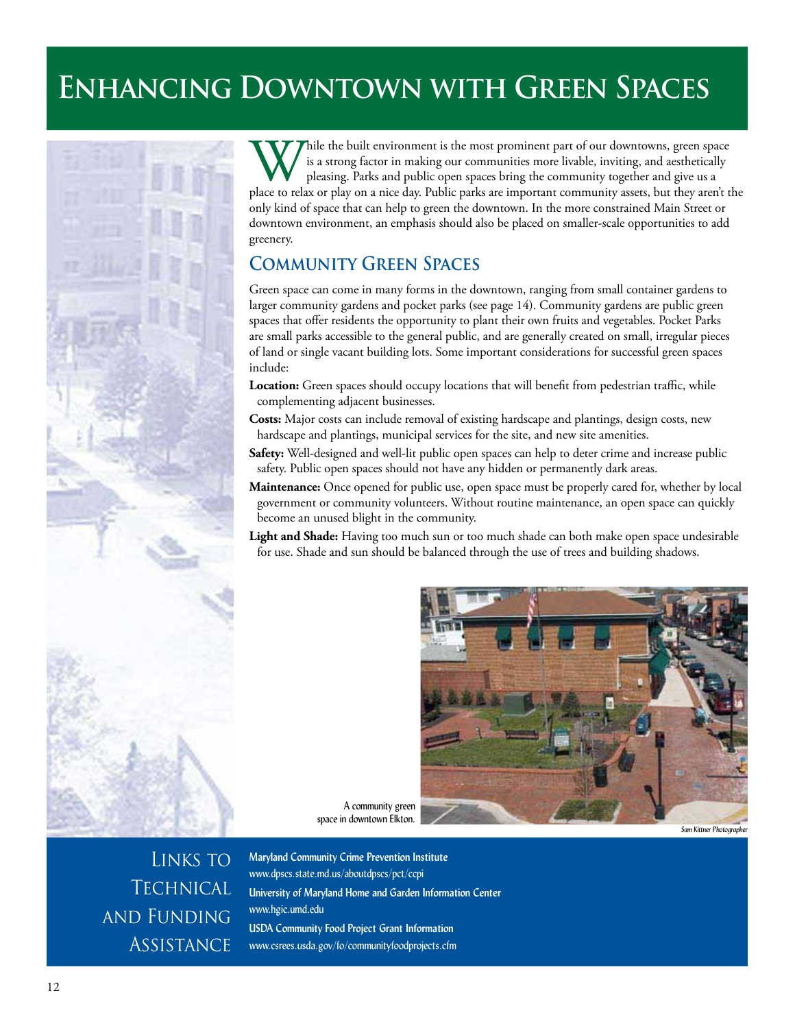# Enhancing Downtown with Green Spaces

While the built environment is the most prominent part of our downtowns, green space is a strong factor in making our communities more livable, inviting, and aesthetically pleasing. Parks and public open spaces bring the community together and give us a place to relax or play on a nice day. Public parks are important community assets, but they aren't the only kind of space that can help to green the downtown. In the more constrained Main Street or downtown environment, an emphasis should also be placed on smaller-scale opportunities to add greenery.

## Community Green Spaces

Green space can come in many forms in the downtown, ranging from small container gardens to larger community gardens and pocket parks (see page 14). Community gardens are public green spaces that offer residents the opportunity to plant their own fruits and vegetables. Pocket Parks are small parks accessible to the general public, and are generally created on small, irregular pieces of land or single vacant building lots. Some important considerations for successful green spaces include:

**Location:** Green spaces should occupy locations that will benefit from pedestrian traffic, while complementing adjacent businesses.

**Costs:** Major costs can include removal of existing hardscape and plantings, design costs, new hardscape and plantings, municipal services for the site, and new site amenities.

**Safety:** Well-designed and well-lit public open spaces can help to deter crime and increase public safety. Public open spaces should not have any hidden or permanently dark areas.

**Maintenance:** Once opened for public use, open space must be properly cared for, whether by local government or community volunteers. Without routine maintenance, an open space can quickly become an unused blight in the community.

**Light and Shade:** Having too much sun or too much shade can both make open space undesirable for use. Shade and sun should be balanced through the use of trees and building shadows.

A community green space in downtown Elkton.

*Sam Kittner Photographer*

## Links to Technical and Funding Assistance

**Maryland Community Crime Prevention Institute**
www.dpscs.state.md.us/aboutdpscs/pct/ccpi

**University of Maryland Home and Garden Information Center**
www.hgic.umd.edu

**USDA Community Food Project Grant Information**
www.csrees.usda.gov/fo/communityfoodprojects.cfm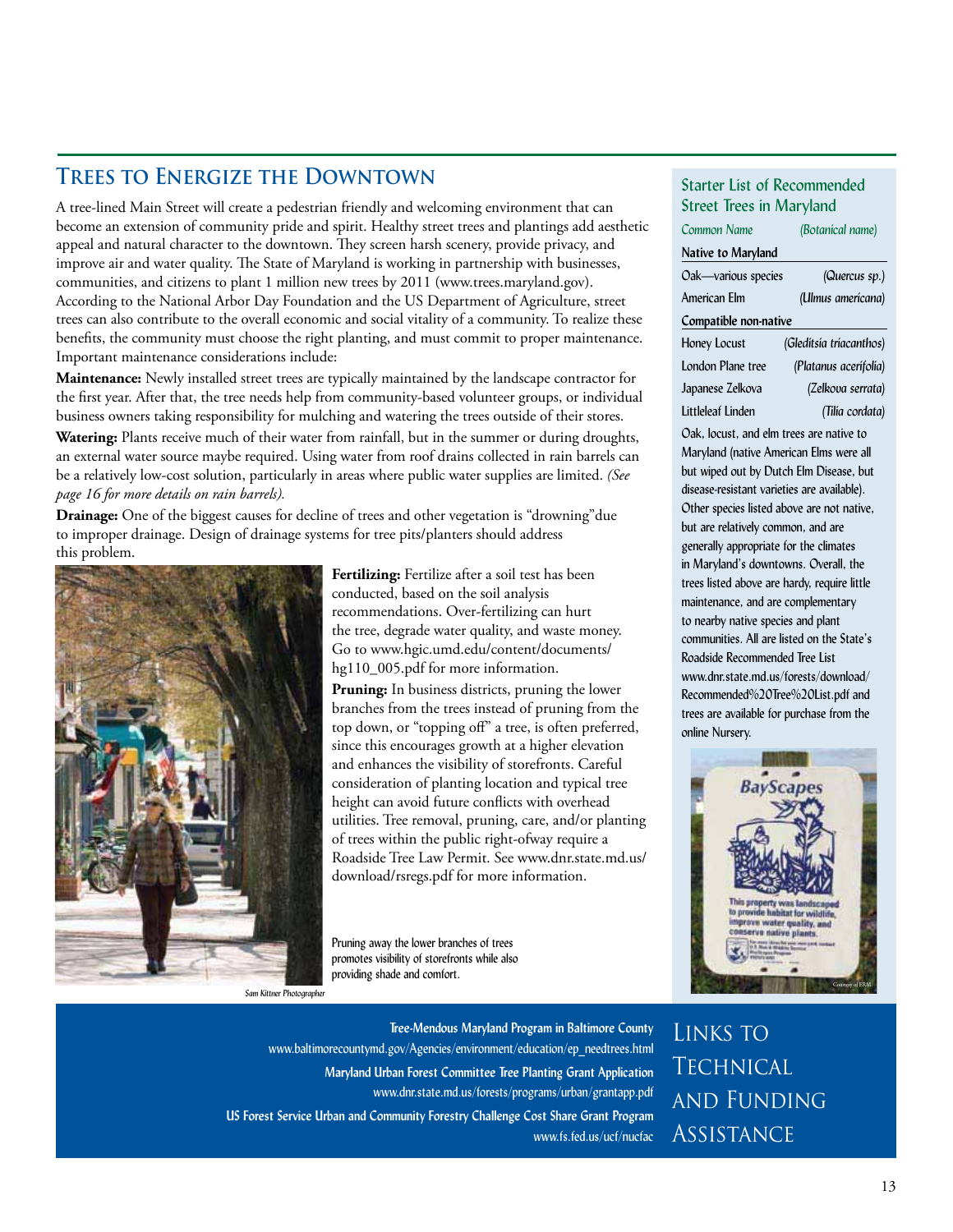## Trees to Energize the Downtown

A tree-lined Main Street will create a pedestrian friendly and welcoming environment that can become an extension of community pride and spirit. Healthy street trees and plantings add aesthetic appeal and natural character to the downtown. They screen harsh scenery, provide privacy, and improve air and water quality. The State of Maryland is working in partnership with businesses, communities, and citizens to plant 1 million new trees by 2011 (www.trees.maryland.gov). According to the National Arbor Day Foundation and the US Department of Agriculture, street trees can also contribute to the overall economic and social vitality of a community. To realize these benefits, the community must choose the right planting, and must commit to proper maintenance. Important maintenance considerations include:

**Maintenance:** Newly installed street trees are typically maintained by the landscape contractor for the first year. After that, the tree needs help from community-based volunteer groups, or individual business owners taking responsibility for mulching and watering the trees outside of their stores.

**Watering:** Plants receive much of their water from rainfall, but in the summer or during droughts, an external water source maybe required. Using water from roof drains collected in rain barrels can be a relatively low-cost solution, particularly in areas where public water supplies are limited. *(See page 16 for more details on rain barrels).*

**Drainage:** One of the biggest causes for decline of trees and other vegetation is "drowning"due to improper drainage. Design of drainage systems for tree pits/planters should address this problem.

**Fertilizing:** Fertilize after a soil test has been conducted, based on the soil analysis recommendations. Over-fertilizing can hurt the tree, degrade water quality, and waste money. Go to www.hgic.umd.edu/content/documents/hg110_005.pdf for more information.

**Pruning:** In business districts, pruning the lower branches from the trees instead of pruning from the top down, or "topping off" a tree, is often preferred, since this encourages growth at a higher elevation and enhances the visibility of storefronts. Careful consideration of planting location and typical tree height can avoid future conflicts with overhead utilities. Tree removal, pruning, care, and/or planting of trees within the public right-ofway require a Roadside Tree Law Permit. See www.dnr.state.md.us/download/rsregs.pdf for more information.

Pruning away the lower branches of trees promotes visibility of storefronts while also providing shade and comfort.

*Sam Kittner Photographer*

### Starter List of Recommended Street Trees in Maryland

| *Common Name* | *(Botanical name)* |
|---|---|
| **Native to Maryland** | |
| Oak—various species | *(Quercus sp.)* |
| American Elm | *(Ulmus americana)* |
| **Compatible non-native** | |
| Honey Locust | *(Gleditsia triacanthos)* |
| London Plane tree | *(Platanus acerifolia)* |
| Japanese Zelkova | *(Zelkova serrata)* |
| Littleleaf Linden | *(Tilia cordata)* |

Oak, locust, and elm trees are native to Maryland (native American Elms were all but wiped out by Dutch Elm Disease, but disease-resistant varieties are available). Other species listed above are not native, but are relatively common, and are generally appropriate for the climates in Maryland's downtowns. Overall, the trees listed above are hardy, require little maintenance, and are complementary to nearby native species and plant communities. All are listed on the State's Roadside Recommended Tree List www.dnr.state.md.us/forests/download/Recommended%20Tree%20List.pdf and trees are available for purchase from the online Nursery.

Courtesy of ERM

### Links to Technical and Funding Assistance

**Tree-Mendous Maryland Program in Baltimore County**
www.baltimorecountymd.gov/Agencies/environment/education/ep_needtrees.html

**Maryland Urban Forest Committee Tree Planting Grant Application**
www.dnr.state.md.us/forests/programs/urban/grantapp.pdf

**US Forest Service Urban and Community Forestry Challenge Cost Share Grant Program**
www.fs.fed.us/ucf/nucfac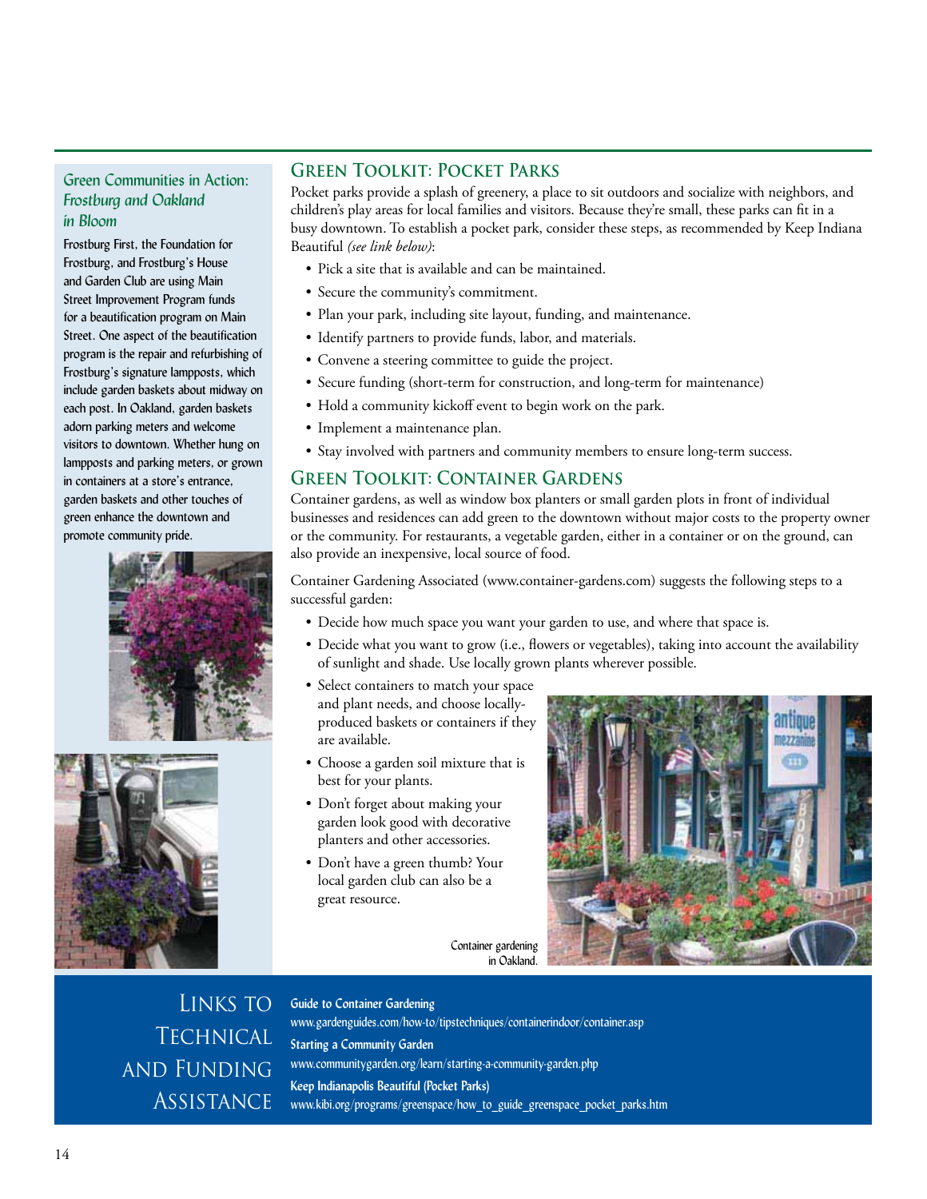## Green Communities in Action: *Frostburg and Oakland in Bloom*

Frostburg First, the Foundation for Frostburg, and Frostburg's House and Garden Club are using Main Street Improvement Program funds for a beautification program on Main Street. One aspect of the beautification program is the repair and refurbishing of Frostburg's signature lampposts, which include garden baskets about midway on each post. In Oakland, garden baskets adorn parking meters and welcome visitors to downtown. Whether hung on lampposts and parking meters, or grown in containers at a store's entrance, garden baskets and other touches of green enhance the downtown and promote community pride.

## Green Toolkit: Pocket Parks

Pocket parks provide a splash of greenery, a place to sit outdoors and socialize with neighbors, and children's play areas for local families and visitors. Because they're small, these parks can fit in a busy downtown. To establish a pocket park, consider these steps, as recommended by Keep Indiana Beautiful *(see link below)*:

- Pick a site that is available and can be maintained.
- Secure the community's commitment.
- Plan your park, including site layout, funding, and maintenance.
- Identify partners to provide funds, labor, and materials.
- Convene a steering committee to guide the project.
- Secure funding (short-term for construction, and long-term for maintenance)
- Hold a community kickoff event to begin work on the park.
- Implement a maintenance plan.
- Stay involved with partners and community members to ensure long-term success.

## Green Toolkit: Container Gardens

Container gardens, as well as window box planters or small garden plots in front of individual businesses and residences can add green to the downtown without major costs to the property owner or the community. For restaurants, a vegetable garden, either in a container or on the ground, can also provide an inexpensive, local source of food.

Container Gardening Associated (www.container-gardens.com) suggests the following steps to a successful garden:

- Decide how much space you want your garden to use, and where that space is.
- Decide what you want to grow (i.e., flowers or vegetables), taking into account the availability of sunlight and shade. Use locally grown plants wherever possible.
- Select containers to match your space and plant needs, and choose locally-produced baskets or containers if they are available.
- Choose a garden soil mixture that is best for your plants.
- Don't forget about making your garden look good with decorative planters and other accessories.
- Don't have a green thumb? Your local garden club can also be a great resource.

Container gardening in Oakland.

## Links to Technical and Funding Assistance

**Guide to Container Gardening**
www.gardenguides.com/how-to/tipstechniques/containerindoor/container.asp

**Starting a Community Garden**
www.communitygarden.org/learn/starting-a-community-garden.php

**Keep Indianapolis Beautiful (Pocket Parks)**
www.kibi.org/programs/greenspace/how_to_guide_greenspace_pocket_parks.htm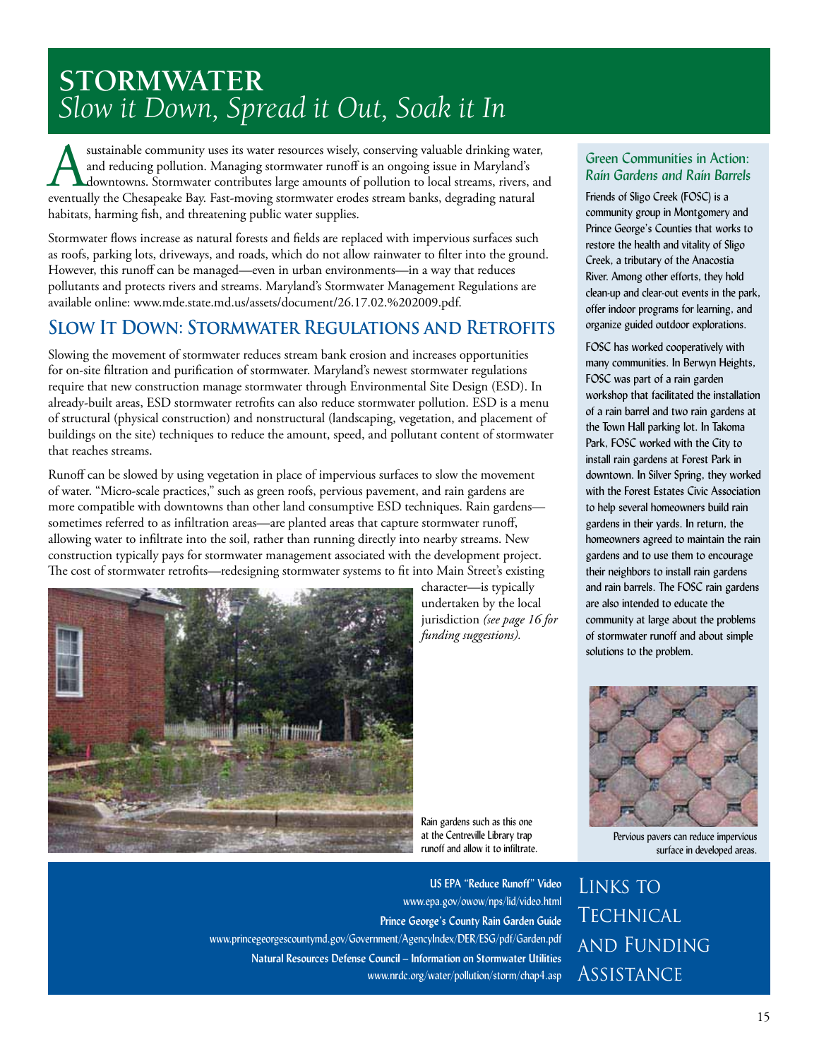# STORMWATER
## *Slow it Down, Spread it Out, Soak it In*

A sustainable community uses its water resources wisely, conserving valuable drinking water, and reducing pollution. Managing stormwater runoff is an ongoing issue in Maryland's downtowns. Stormwater contributes large amounts of pollution to local streams, rivers, and eventually the Chesapeake Bay. Fast-moving stormwater erodes stream banks, degrading natural habitats, harming fish, and threatening public water supplies.

Stormwater flows increase as natural forests and fields are replaced with impervious surfaces such as roofs, parking lots, driveways, and roads, which do not allow rainwater to filter into the ground. However, this runoff can be managed—even in urban environments—in a way that reduces pollutants and protects rivers and streams. Maryland's Stormwater Management Regulations are available online: www.mde.state.md.us/assets/document/26.17.02.%202009.pdf.

## Slow It Down: Stormwater Regulations and Retrofits

Slowing the movement of stormwater reduces stream bank erosion and increases opportunities for on-site filtration and purification of stormwater. Maryland's newest stormwater regulations require that new construction manage stormwater through Environmental Site Design (ESD). In already-built areas, ESD stormwater retrofits can also reduce stormwater pollution. ESD is a menu of structural (physical construction) and nonstructural (landscaping, vegetation, and placement of buildings on the site) techniques to reduce the amount, speed, and pollutant content of stormwater that reaches streams.

Runoff can be slowed by using vegetation in place of impervious surfaces to slow the movement of water. "Micro-scale practices," such as green roofs, pervious pavement, and rain gardens are more compatible with downtowns than other land consumptive ESD techniques. Rain gardens—sometimes referred to as infiltration areas—are planted areas that capture stormwater runoff, allowing water to infiltrate into the soil, rather than running directly into nearby streams. New construction typically pays for stormwater management associated with the development project. The cost of stormwater retrofits—redesigning stormwater systems to fit into Main Street's existing character—is typically undertaken by the local jurisdiction *(see page 16 for funding suggestions).*

Rain gardens such as this one at the Centreville Library trap runoff and allow it to infiltrate.

### Green Communities in Action: *Rain Gardens and Rain Barrels*

Friends of Sligo Creek (FOSC) is a community group in Montgomery and Prince George's Counties that works to restore the health and vitality of Sligo Creek, a tributary of the Anacostia River. Among other efforts, they hold clean-up and clear-out events in the park, offer indoor programs for learning, and organize guided outdoor explorations.

FOSC has worked cooperatively with many communities. In Berwyn Heights, FOSC was part of a rain garden workshop that facilitated the installation of a rain barrel and two rain gardens at the Town Hall parking lot. In Takoma Park, FOSC worked with the City to install rain gardens at Forest Park in downtown. In Silver Spring, they worked with the Forest Estates Civic Association to help several homeowners build rain gardens in their yards. In return, the homeowners agreed to maintain the rain gardens and to use them to encourage their neighbors to install rain gardens and rain barrels. The FOSC rain gardens are also intended to educate the community at large about the problems of stormwater runoff and about simple solutions to the problem.

Pervious pavers can reduce impervious surface in developed areas.

## Links to Technical and Funding Assistance

**US EPA "Reduce Runoff" Video**
www.epa.gov/owow/nps/lid/video.html

**Prince George's County Rain Garden Guide**
www.princegeorgescountymd.gov/Government/AgencyIndex/DER/ESG/pdf/Garden.pdf

**Natural Resources Defense Council – Information on Stormwater Utilities**
www.nrdc.org/water/pollution/storm/chap4.asp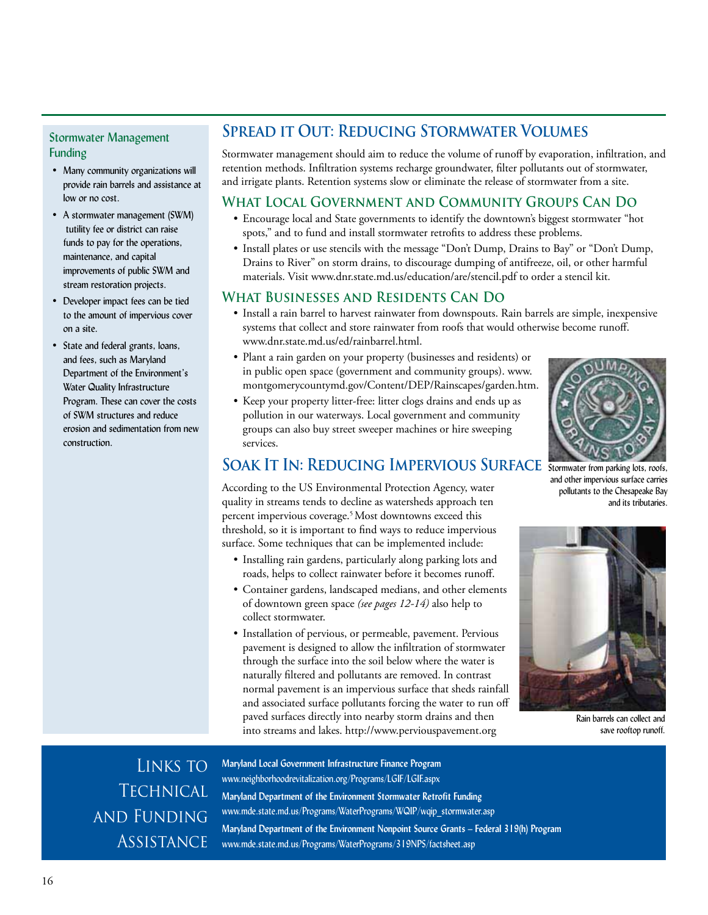## Stormwater Management Funding

- Many community organizations will provide rain barrels and assistance at low or no cost.
- A stormwater management (SWM) tutility fee or district can raise funds to pay for the operations, maintenance, and capital improvements of public SWM and stream restoration projects.
- Developer impact fees can be tied to the amount of impervious cover on a site.
- State and federal grants, loans, and fees, such as Maryland Department of the Environment's Water Quality Infrastructure Program. These can cover the costs of SWM structures and reduce erosion and sedimentation from new construction.

# Spread it Out: Reducing Stormwater Volumes

Stormwater management should aim to reduce the volume of runoff by evaporation, infiltration, and retention methods. Infiltration systems recharge groundwater, filter pollutants out of stormwater, and irrigate plants. Retention systems slow or eliminate the release of stormwater from a site.

## What Local Government and Community Groups Can Do

- Encourage local and State governments to identify the downtown's biggest stormwater "hot spots," and to fund and install stormwater retrofits to address these problems.
- Install plates or use stencils with the message "Don't Dump, Drains to Bay" or "Don't Dump, Drains to River" on storm drains, to discourage dumping of antifreeze, oil, or other harmful materials. Visit www.dnr.state.md.us/education/are/stencil.pdf to order a stencil kit.

## What Businesses and Residents Can Do

- Install a rain barrel to harvest rainwater from downspouts. Rain barrels are simple, inexpensive systems that collect and store rainwater from roofs that would otherwise become runoff. www.dnr.state.md.us/ed/rainbarrel.html.
- Plant a rain garden on your property (businesses and residents) or in public open space (government and community groups). www.montgomerycountymd.gov/Content/DEP/Rainscapes/garden.htm.
- Keep your property litter-free: litter clogs drains and ends up as pollution in our waterways. Local government and community groups can also buy street sweeper machines or hire sweeping services.

Stormwater from parking lots, roofs, and other impervious surface carries pollutants to the Chesapeake Bay and its tributaries.

# Soak It In: Reducing Impervious Surface

According to the US Environmental Protection Agency, water quality in streams tends to decline as watersheds approach ten percent impervious coverage.[5] Most downtowns exceed this threshold, so it is important to find ways to reduce impervious surface. Some techniques that can be implemented include:

- Installing rain gardens, particularly along parking lots and roads, helps to collect rainwater before it becomes runoff.
- Container gardens, landscaped medians, and other elements of downtown green space *(see pages 12-14)* also help to collect stormwater.
- Installation of pervious, or permeable, pavement. Pervious pavement is designed to allow the infiltration of stormwater through the surface into the soil below where the water is naturally filtered and pollutants are removed. In contrast normal pavement is an impervious surface that sheds rainfall and associated surface pollutants forcing the water to run off paved surfaces directly into nearby storm drains and then into streams and lakes. http://www.perviouspavement.org

Rain barrels can collect and save rooftop runoff.

## Links to Technical and Funding Assistance

**Maryland Local Government Infrastructure Finance Program**
www.neighborhoodrevitalization.org/Programs/LGIF/LGIF.aspx

**Maryland Department of the Environment Stormwater Retrofit Funding**
www.mde.state.md.us/Programs/WaterPrograms/WQIP/wqip_stormwater.asp

**Maryland Department of the Environment Nonpoint Source Grants – Federal 319(h) Program**
www.mde.state.md.us/Programs/WaterPrograms/319NPS/factsheet.asp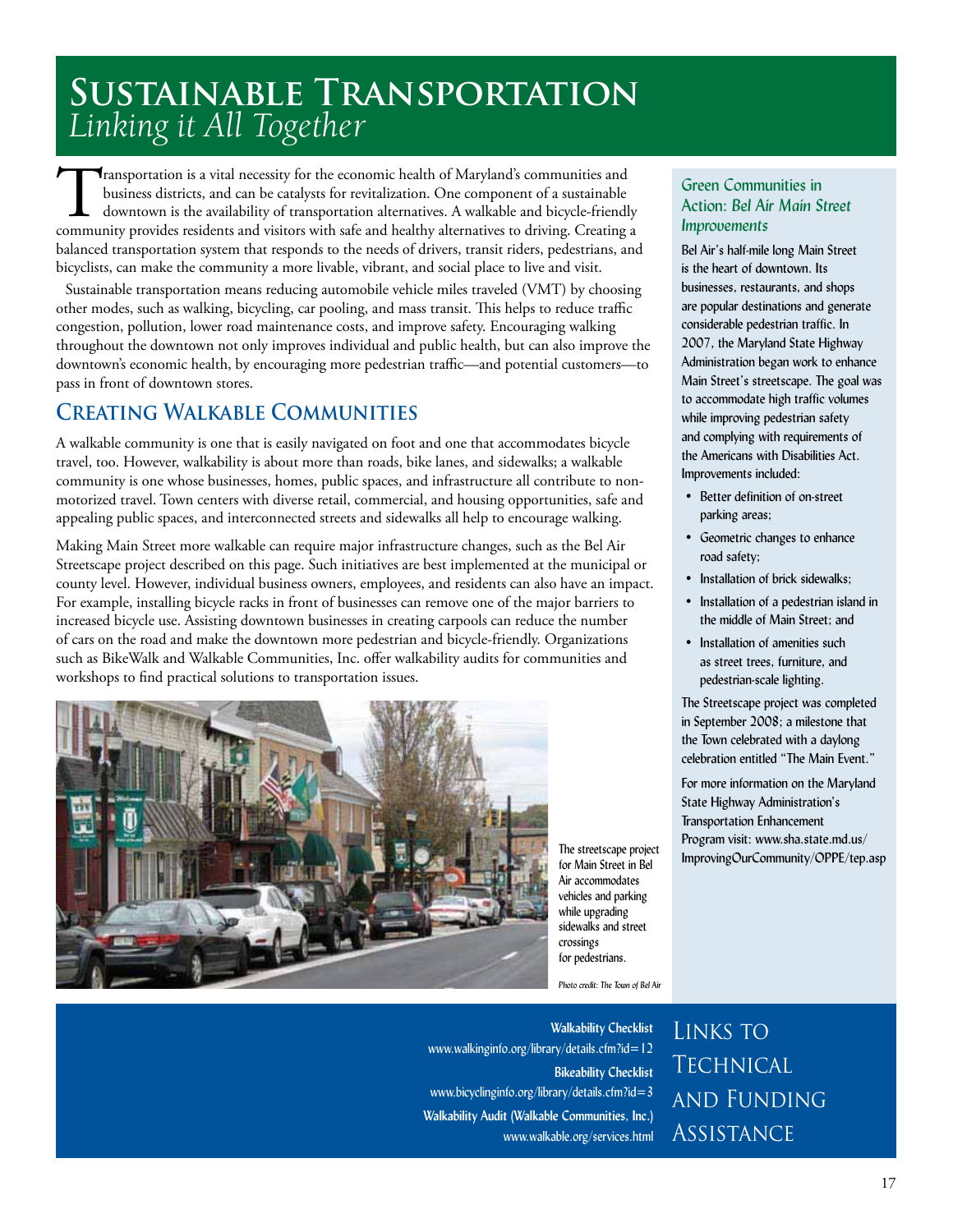# Sustainable Transportation

*Linking it All Together*

Transportation is a vital necessity for the economic health of Maryland's communities and business districts, and can be catalysts for revitalization. One component of a sustainable downtown is the availability of transportation alternatives. A walkable and bicycle-friendly community provides residents and visitors with safe and healthy alternatives to driving. Creating a balanced transportation system that responds to the needs of drivers, transit riders, pedestrians, and bicyclists, can make the community a more livable, vibrant, and social place to live and visit.

Sustainable transportation means reducing automobile vehicle miles traveled (VMT) by choosing other modes, such as walking, bicycling, car pooling, and mass transit. This helps to reduce traffic congestion, pollution, lower road maintenance costs, and improve safety. Encouraging walking throughout the downtown not only improves individual and public health, but can also improve the downtown's economic health, by encouraging more pedestrian traffic—and potential customers—to pass in front of downtown stores.

## Creating Walkable Communities

A walkable community is one that is easily navigated on foot and one that accommodates bicycle travel, too. However, walkability is about more than roads, bike lanes, and sidewalks; a walkable community is one whose businesses, homes, public spaces, and infrastructure all contribute to non-motorized travel. Town centers with diverse retail, commercial, and housing opportunities, safe and appealing public spaces, and interconnected streets and sidewalks all help to encourage walking.

Making Main Street more walkable can require major infrastructure changes, such as the Bel Air Streetscape project described on this page. Such initiatives are best implemented at the municipal or county level. However, individual business owners, employees, and residents can also have an impact. For example, installing bicycle racks in front of businesses can remove one of the major barriers to increased bicycle use. Assisting downtown businesses in creating carpools can reduce the number of cars on the road and make the downtown more pedestrian and bicycle-friendly. Organizations such as BikeWalk and Walkable Communities, Inc. offer walkability audits for communities and workshops to find practical solutions to transportation issues.

The streetscape project for Main Street in Bel Air accommodates vehicles and parking while upgrading sidewalks and street crossings for pedestrians.

*Photo credit: The Town of Bel Air*

### Green Communities in Action: *Bel Air Main Street Improvements*

Bel Air's half-mile long Main Street is the heart of downtown. Its businesses, restaurants, and shops are popular destinations and generate considerable pedestrian traffic. In 2007, the Maryland State Highway Administration began work to enhance Main Street's streetscape. The goal was to accommodate high traffic volumes while improving pedestrian safety and complying with requirements of the Americans with Disabilities Act. Improvements included:

- Better definition of on-street parking areas;
- Geometric changes to enhance road safety;
- Installation of brick sidewalks;
- Installation of a pedestrian island in the middle of Main Street; and
- Installation of amenities such as street trees, furniture, and pedestrian-scale lighting.

The Streetscape project was completed in September 2008; a milestone that the Town celebrated with a daylong celebration entitled "The Main Event."

For more information on the Maryland State Highway Administration's Transportation Enhancement Program visit: www.sha.state.md.us/ImprovingOurCommunity/OPPE/tep.asp

## Links to Technical and Funding Assistance

**Walkability Checklist**
www.walkinginfo.org/library/details.cfm?id=12

**Bikeability Checklist**
www.bicyclinginfo.org/library/details.cfm?id=3

**Walkability Audit (Walkable Communities, Inc.)**
www.walkable.org/services.html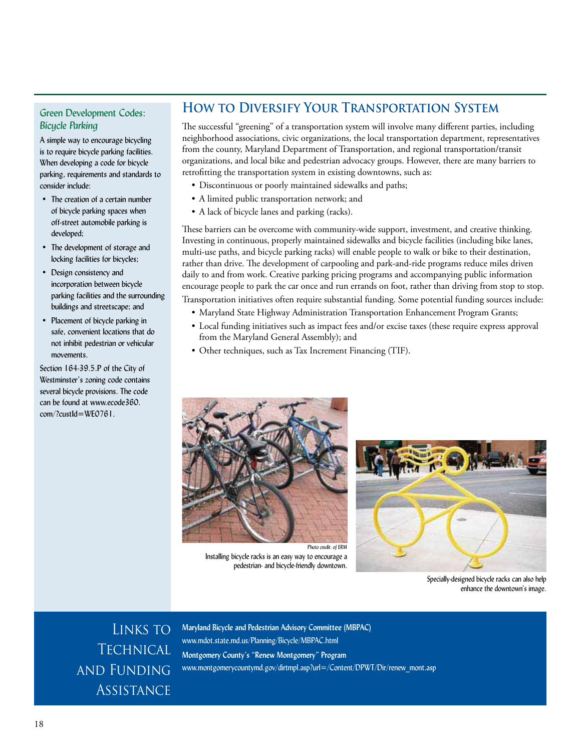## How to Diversify Your Transportation System

The successful "greening" of a transportation system will involve many different parties, including neighborhood associations, civic organizations, the local transportation department, representatives from the county, Maryland Department of Transportation, and regional transportation/transit organizations, and local bike and pedestrian advocacy groups. However, there are many barriers to retrofitting the transportation system in existing downtowns, such as:

- Discontinuous or poorly maintained sidewalks and paths;
- A limited public transportation network; and
- A lack of bicycle lanes and parking (racks).

These barriers can be overcome with community-wide support, investment, and creative thinking. Investing in continuous, properly maintained sidewalks and bicycle facilities (including bike lanes, multi-use paths, and bicycle parking racks) will enable people to walk or bike to their destination, rather than drive. The development of carpooling and park-and-ride programs reduce miles driven daily to and from work. Creative parking pricing programs and accompanying public information encourage people to park the car once and run errands on foot, rather than driving from stop to stop.

Transportation initiatives often require substantial funding. Some potential funding sources include:

- Maryland State Highway Administration Transportation Enhancement Program Grants;
- Local funding initiatives such as impact fees and/or excise taxes (these require express approval from the Maryland General Assembly); and
- Other techniques, such as Tax Increment Financing (TIF).

### Green Development Codes: *Bicycle Parking*

A simple way to encourage bicycling is to require bicycle parking facilities. When developing a code for bicycle parking, requirements and standards to consider include:

- The creation of a certain number of bicycle parking spaces when off-street automobile parking is developed;
- The development of storage and locking facilities for bicycles;
- Design consistency and incorporation between bicycle parking facilities and the surrounding buildings and streetscape; and
- Placement of bicycle parking in safe, convenient locations that do not inhibit pedestrian or vehicular movements.

Section 164-39.5.P of the City of Westminster's zoning code contains several bicycle provisions. The code can be found at www.ecode360.com/?custId=WE0761.

*Photo credit: of ERM*

Installing bicycle racks is an easy way to encourage a pedestrian- and bicycle-friendly downtown.

Specially-designed bicycle racks can also help enhance the downtown's image.

## Links to Technical and Funding Assistance

**Maryland Bicycle and Pedestrian Advisory Committee (MBPAC)**
www.mdot.state.md.us/Planning/Bicycle/MBPAC.html

**Montgomery County's "Renew Montgomery" Program**
www.montgomerycountymd.gov/dirtmpl.asp?url=/Content/DPWT/Dir/renew_mont.asp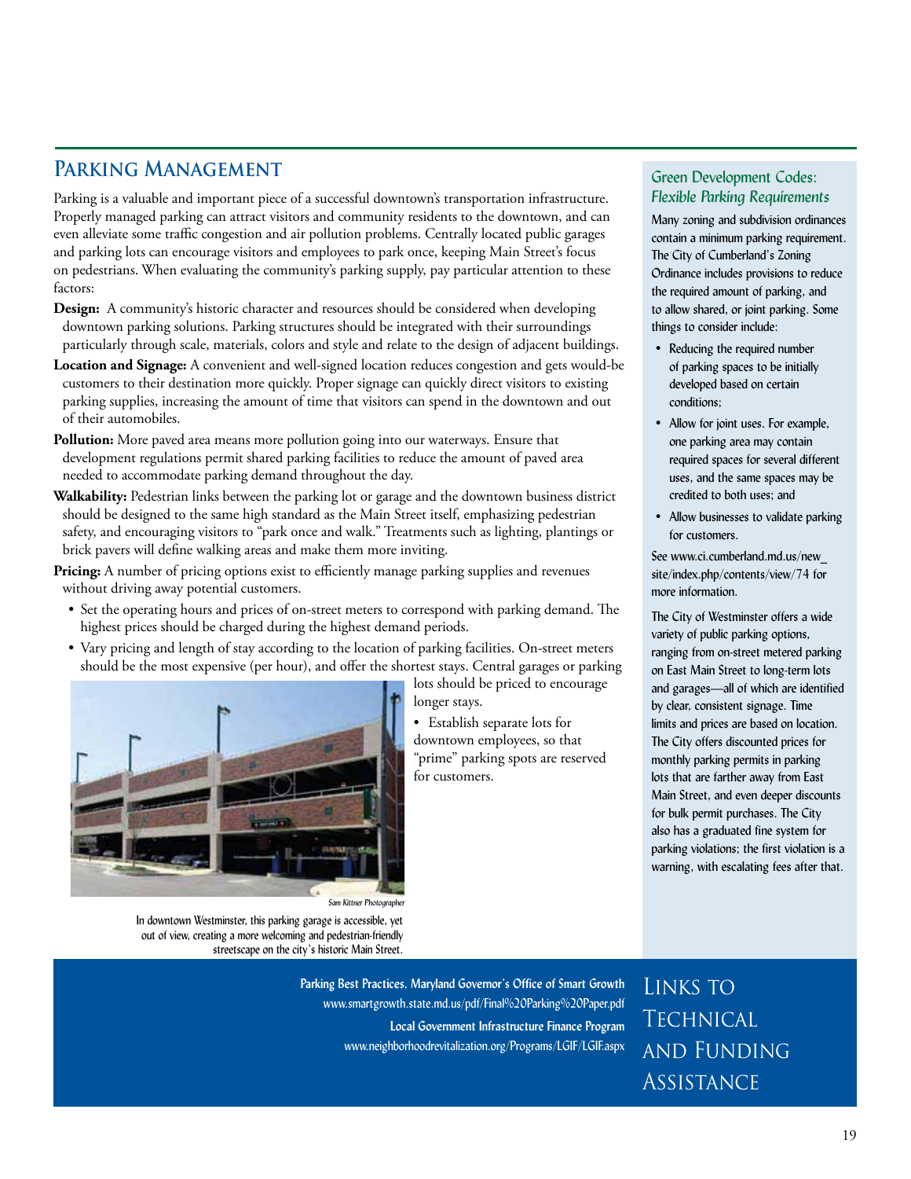## Parking Management

Parking is a valuable and important piece of a successful downtown's transportation infrastructure. Properly managed parking can attract visitors and community residents to the downtown, and can even alleviate some traffic congestion and air pollution problems. Centrally located public garages and parking lots can encourage visitors and employees to park once, keeping Main Street's focus on pedestrians. When evaluating the community's parking supply, pay particular attention to these factors:

**Design:** A community's historic character and resources should be considered when developing downtown parking solutions. Parking structures should be integrated with their surroundings particularly through scale, materials, colors and style and relate to the design of adjacent buildings.

**Location and Signage:** A convenient and well-signed location reduces congestion and gets would-be customers to their destination more quickly. Proper signage can quickly direct visitors to existing parking supplies, increasing the amount of time that visitors can spend in the downtown and out of their automobiles.

**Pollution:** More paved area means more pollution going into our waterways. Ensure that development regulations permit shared parking facilities to reduce the amount of paved area needed to accommodate parking demand throughout the day.

**Walkability:** Pedestrian links between the parking lot or garage and the downtown business district should be designed to the same high standard as the Main Street itself, emphasizing pedestrian safety, and encouraging visitors to "park once and walk." Treatments such as lighting, plantings or brick pavers will define walking areas and make them more inviting.

**Pricing:** A number of pricing options exist to efficiently manage parking supplies and revenues without driving away potential customers.

- Set the operating hours and prices of on-street meters to correspond with parking demand. The highest prices should be charged during the highest demand periods.
- Vary pricing and length of stay according to the location of parking facilities. On-street meters should be the most expensive (per hour), and offer the shortest stays. Central garages or parking lots should be priced to encourage longer stays.
- Establish separate lots for downtown employees, so that "prime" parking spots are reserved for customers.

*Sam Kittner Photographer*

In downtown Westminster, this parking garage is accessible, yet out of view, creating a more welcoming and pedestrian-friendly streetscape on the city's historic Main Street.

### Green Development Codes: *Flexible Parking Requirements*

Many zoning and subdivision ordinances contain a minimum parking requirement. The City of Cumberland's Zoning Ordinance includes provisions to reduce the required amount of parking, and to allow shared, or joint parking. Some things to consider include:

- Reducing the required number of parking spaces to be initially developed based on certain conditions;
- Allow for joint uses. For example, one parking area may contain required spaces for several different uses, and the same spaces may be credited to both uses; and
- Allow businesses to validate parking for customers.

See www.ci.cumberland.md.us/new_site/index.php/contents/view/74 for more information.

The City of Westminster offers a wide variety of public parking options, ranging from on-street metered parking on East Main Street to long-term lots and garages—all of which are identified by clear, consistent signage. Time limits and prices are based on location. The City offers discounted prices for monthly parking permits in parking lots that are farther away from East Main Street, and even deeper discounts for bulk permit purchases. The City also has a graduated fine system for parking violations; the first violation is a warning, with escalating fees after that.

### Links to Technical and Funding Assistance

**Parking Best Practices, Maryland Governor's Office of Smart Growth**
www.smartgrowth.state.md.us/pdf/Final%20Parking%20Paper.pdf

**Local Government Infrastructure Finance Program**
www.neighborhoodrevitalization.org/Programs/LGIF/LGIF.aspx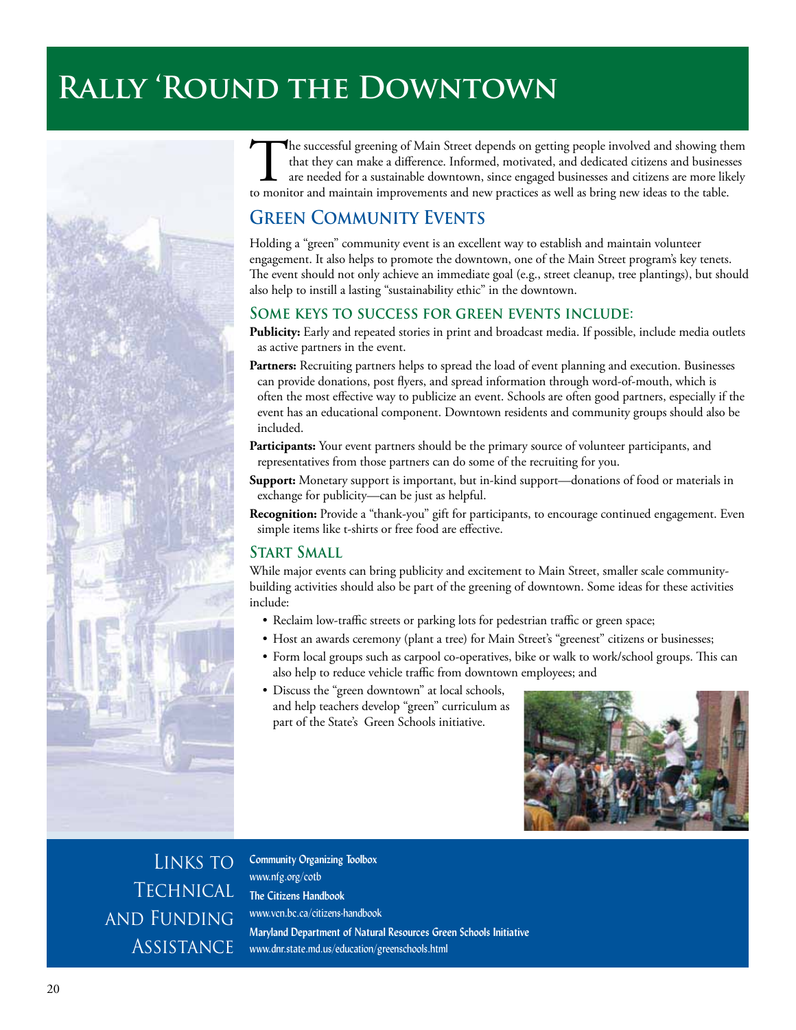# Rally 'Round the Downtown

The successful greening of Main Street depends on getting people involved and showing them that they can make a difference. Informed, motivated, and dedicated citizens and businesses are needed for a sustainable downtown, since engaged businesses and citizens are more likely to monitor and maintain improvements and new practices as well as bring new ideas to the table.

## Green Community Events

Holding a "green" community event is an excellent way to establish and maintain volunteer engagement. It also helps to promote the downtown, one of the Main Street program's key tenets. The event should not only achieve an immediate goal (e.g., street cleanup, tree plantings), but should also help to instill a lasting "sustainability ethic" in the downtown.

### Some keys to success for green events include:

**Publicity:** Early and repeated stories in print and broadcast media. If possible, include media outlets as active partners in the event.

**Partners:** Recruiting partners helps to spread the load of event planning and execution. Businesses can provide donations, post flyers, and spread information through word-of-mouth, which is often the most effective way to publicize an event. Schools are often good partners, especially if the event has an educational component. Downtown residents and community groups should also be included.

**Participants:** Your event partners should be the primary source of volunteer participants, and representatives from those partners can do some of the recruiting for you.

**Support:** Monetary support is important, but in-kind support—donations of food or materials in exchange for publicity—can be just as helpful.

**Recognition:** Provide a "thank-you" gift for participants, to encourage continued engagement. Even simple items like t-shirts or free food are effective.

## Start Small

While major events can bring publicity and excitement to Main Street, smaller scale community-building activities should also be part of the greening of downtown. Some ideas for these activities include:

- Reclaim low-traffic streets or parking lots for pedestrian traffic or green space;
- Host an awards ceremony (plant a tree) for Main Street's "greenest" citizens or businesses;
- Form local groups such as carpool co-operatives, bike or walk to work/school groups. This can also help to reduce vehicle traffic from downtown employees; and
- Discuss the "green downtown" at local schools, and help teachers develop "green" curriculum as part of the State's Green Schools initiative.

## Links to Technical and Funding Assistance

**Community Organizing Toolbox**
www.nfg.org/cotb

**The Citizens Handbook**
www.vcn.bc.ca/citizens-handbook

**Maryland Department of Natural Resources Green Schools Initiative**
www.dnr.state.md.us/education/greenschools.html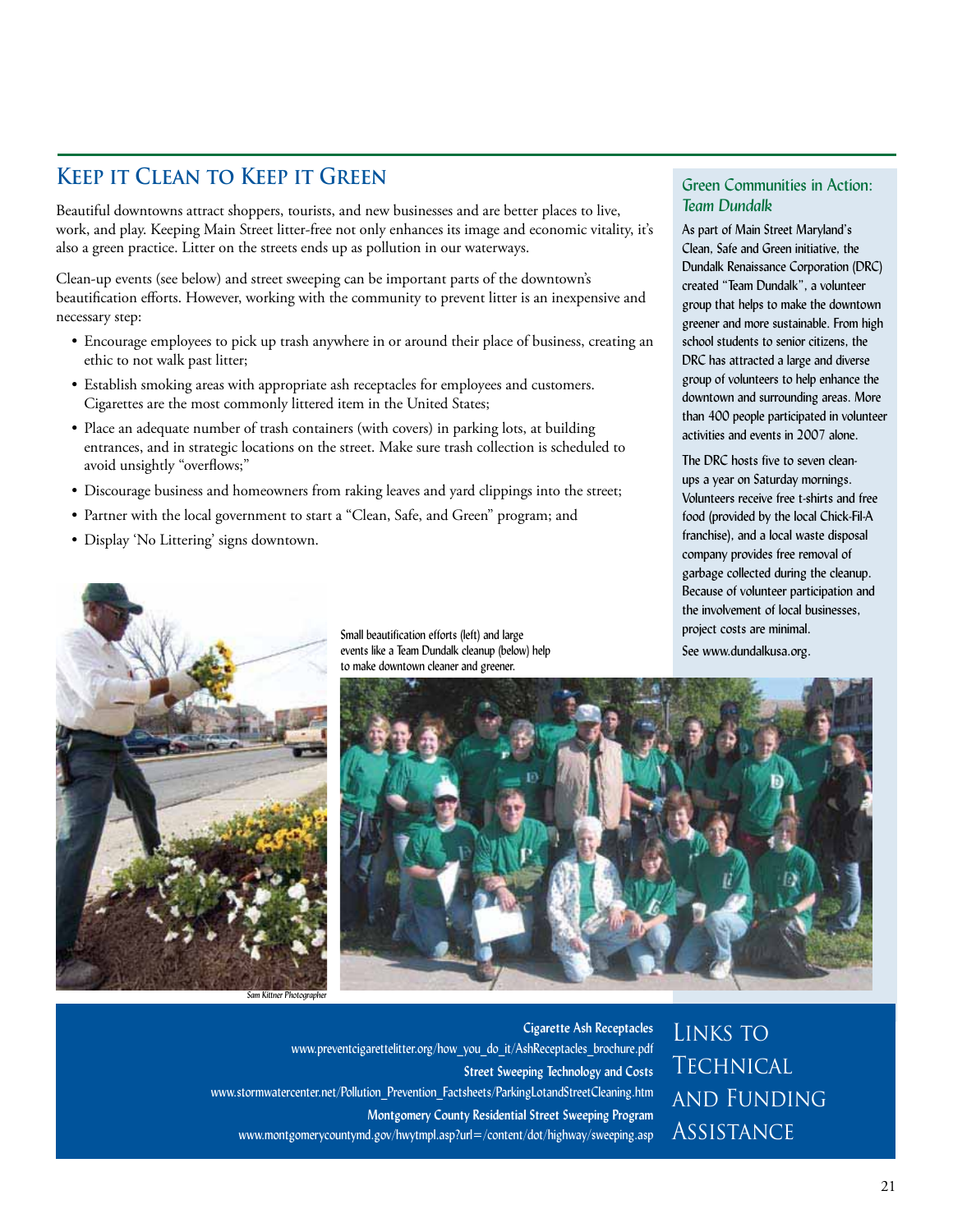## Keep it Clean to Keep it Green

Beautiful downtowns attract shoppers, tourists, and new businesses and are better places to live, work, and play. Keeping Main Street litter-free not only enhances its image and economic vitality, it's also a green practice. Litter on the streets ends up as pollution in our waterways.

Clean-up events (see below) and street sweeping can be important parts of the downtown's beautification efforts. However, working with the community to prevent litter is an inexpensive and necessary step:

- Encourage employees to pick up trash anywhere in or around their place of business, creating an ethic to not walk past litter;
- Establish smoking areas with appropriate ash receptacles for employees and customers. Cigarettes are the most commonly littered item in the United States;
- Place an adequate number of trash containers (with covers) in parking lots, at building entrances, and in strategic locations on the street. Make sure trash collection is scheduled to avoid unsightly "overflows;"
- Discourage business and homeowners from raking leaves and yard clippings into the street;
- Partner with the local government to start a "Clean, Safe, and Green" program; and
- Display 'No Littering' signs downtown.

### Green Communities in Action: *Team Dundalk*

As part of Main Street Maryland's Clean, Safe and Green initiative, the Dundalk Renaissance Corporation (DRC) created "Team Dundalk", a volunteer group that helps to make the downtown greener and more sustainable. From high school students to senior citizens, the DRC has attracted a large and diverse group of volunteers to help enhance the downtown and surrounding areas. More than 400 people participated in volunteer activities and events in 2007 alone.

The DRC hosts five to seven clean-ups a year on Saturday mornings. Volunteers receive free t-shirts and free food (provided by the local Chick-Fil-A franchise), and a local waste disposal company provides free removal of garbage collected during the cleanup. Because of volunteer participation and the involvement of local businesses, project costs are minimal.

See www.dundalkusa.org.

Small beautification efforts (left) and large events like a Team Dundalk cleanup (below) help to make downtown cleaner and greener.

Sam Kittner Photographer

### Links to Technical and Funding Assistance

**Cigarette Ash Receptacles**
www.preventcigarettelitter.org/how_you_do_it/AshReceptacles_brochure.pdf

**Street Sweeping Technology and Costs**
www.stormwatercenter.net/Pollution_Prevention_Factsheets/ParkingLotandStreetCleaning.htm

**Montgomery County Residential Street Sweeping Program**
www.montgomerycountymd.gov/hwytmpl.asp?url=/content/dot/highway/sweeping.asp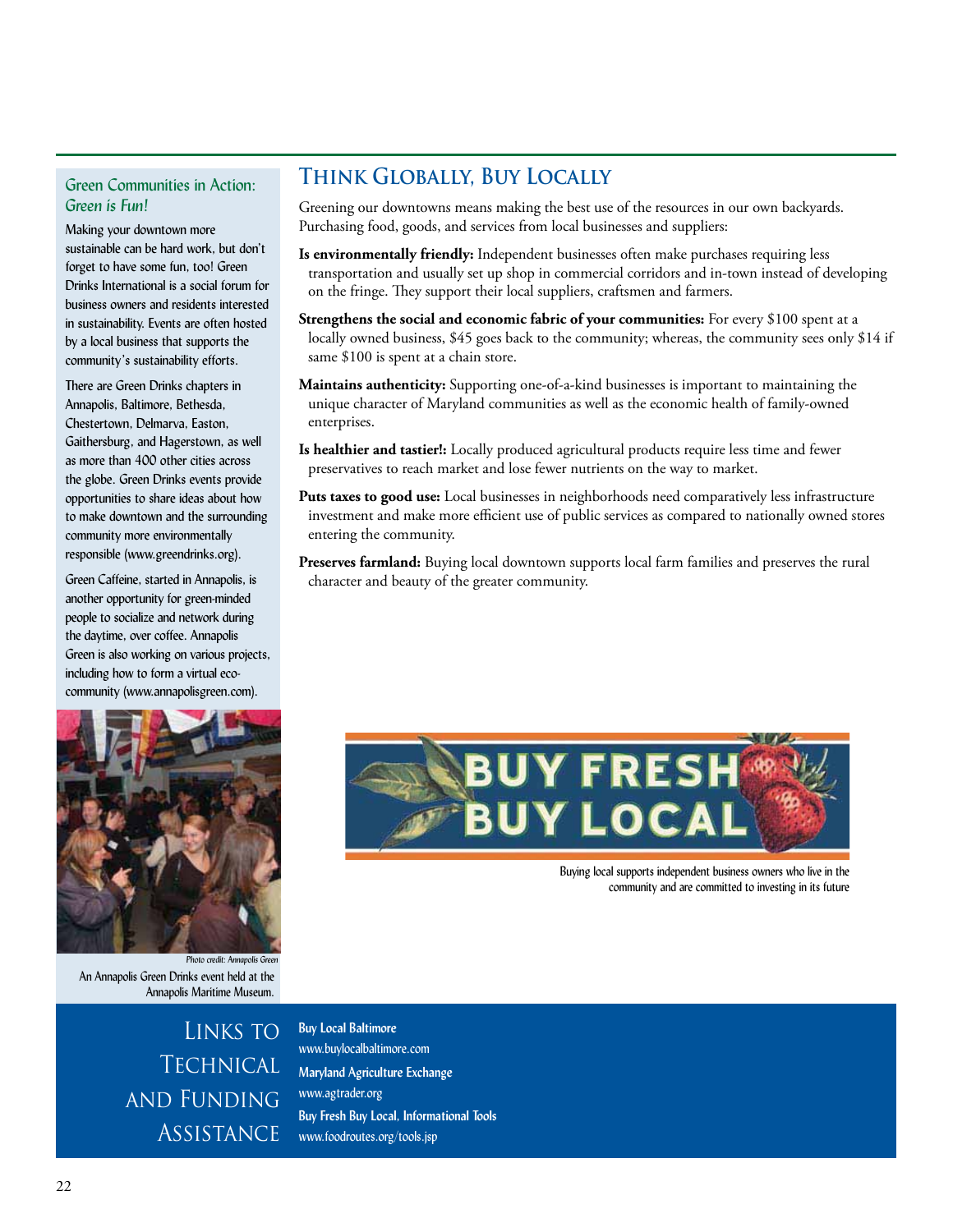## Think Globally, Buy Locally

Greening our downtowns means making the best use of the resources in our own backyards. Purchasing food, goods, and services from local businesses and suppliers:

**Is environmentally friendly:** Independent businesses often make purchases requiring less transportation and usually set up shop in commercial corridors and in-town instead of developing on the fringe. They support their local suppliers, craftsmen and farmers.

**Strengthens the social and economic fabric of your communities:** For every $100 spent at a locally owned business, $45 goes back to the community; whereas, the community sees only $14 if same $100 is spent at a chain store.

**Maintains authenticity:** Supporting one-of-a-kind businesses is important to maintaining the unique character of Maryland communities as well as the economic health of family-owned enterprises.

**Is healthier and tastier!:** Locally produced agricultural products require less time and fewer preservatives to reach market and lose fewer nutrients on the way to market.

**Puts taxes to good use:** Local businesses in neighborhoods need comparatively less infrastructure investment and make more efficient use of public services as compared to nationally owned stores entering the community.

**Preserves farmland:** Buying local downtown supports local farm families and preserves the rural character and beauty of the greater community.

BUY FRESH BUY LOCAL

Buying local supports independent business owners who live in the community and are committed to investing in its future

### Green Communities in Action: *Green is Fun!*

Making your downtown more sustainable can be hard work, but don't forget to have some fun, too! Green Drinks International is a social forum for business owners and residents interested in sustainability. Events are often hosted by a local business that supports the community's sustainability efforts.

There are Green Drinks chapters in Annapolis, Baltimore, Bethesda, Chestertown, Delmarva, Easton, Gaithersburg, and Hagerstown, as well as more than 400 other cities across the globe. Green Drinks events provide opportunities to share ideas about how to make downtown and the surrounding community more environmentally responsible (www.greendrinks.org).

Green Caffeine, started in Annapolis, is another opportunity for green-minded people to socialize and network during the daytime, over coffee. Annapolis Green is also working on various projects, including how to form a virtual eco-community (www.annapolisgreen.com).

*Photo credit: Annapolis Green*

An Annapolis Green Drinks event held at the Annapolis Maritime Museum.

### Links to Technical and Funding Assistance

**Buy Local Baltimore**
www.buylocalbaltimore.com

**Maryland Agriculture Exchange**
www.agtrader.org

**Buy Fresh Buy Local, Informational Tools**
www.foodroutes.org/tools.jsp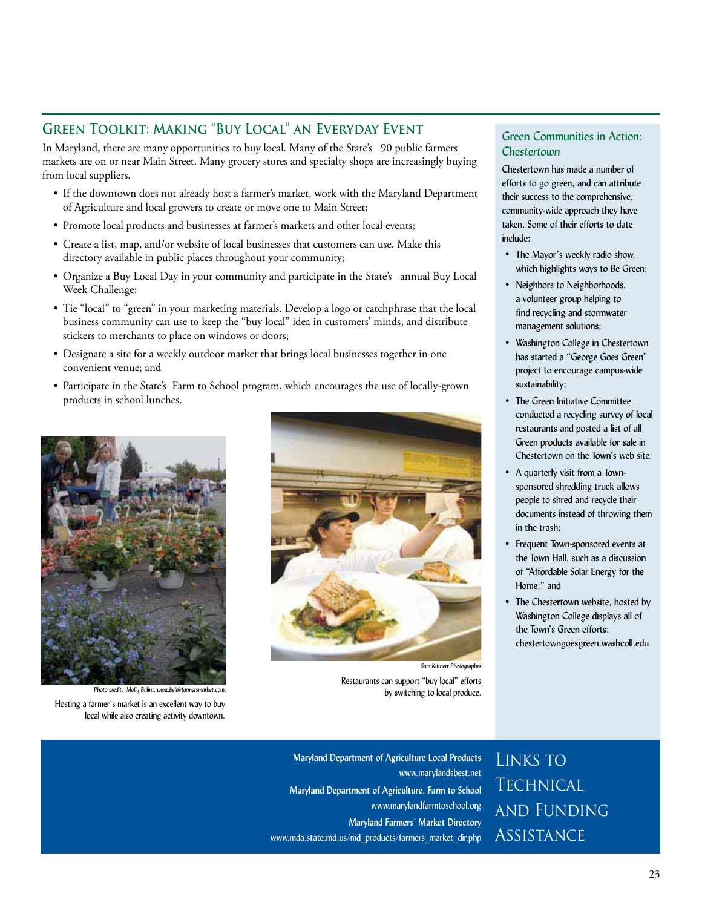## Green Toolkit: Making "Buy Local" an Everyday Event

In Maryland, there are many opportunities to buy local. Many of the State's 90 public farmers markets are on or near Main Street. Many grocery stores and specialty shops are increasingly buying from local suppliers.

- If the downtown does not already host a farmer's market, work with the Maryland Department of Agriculture and local growers to create or move one to Main Street;
- Promote local products and businesses at farmer's markets and other local events;
- Create a list, map, and/or website of local businesses that customers can use. Make this directory available in public places throughout your community;
- Organize a Buy Local Day in your community and participate in the State's annual Buy Local Week Challenge;
- Tie "local" to "green" in your marketing materials. Develop a logo or catchphrase that the local business community can use to keep the "buy local" idea in customers' minds, and distribute stickers to merchants to place on windows or doors;
- Designate a site for a weekly outdoor market that brings local businesses together in one convenient venue; and
- Participate in the State's Farm to School program, which encourages the use of locally-grown products in school lunches.

Photo credit: Molly Balint, www.belairfarmersmarket.com.

Hosting a farmer's market is an excellent way to buy local while also creating activity downtown.

Sam Kittner Photographer

Restaurants can support "buy local" efforts by switching to local produce.

### Green Communities in Action: Chestertown

Chestertown has made a number of efforts to go green, and can attribute their success to the comprehensive, community-wide approach they have taken. Some of their efforts to date include:

- The Mayor's weekly radio show, which highlights ways to Be Green;
- Neighbors to Neighborhoods, a volunteer group helping to find recycling and stormwater management solutions;
- Washington College in Chestertown has started a "George Goes Green" project to encourage campus-wide sustainability;
- The Green Initiative Committee conducted a recycling survey of local restaurants and posted a list of all Green products available for sale in Chestertown on the Town's web site;
- A quarterly visit from a Town-sponsored shredding truck allows people to shred and recycle their documents instead of throwing them in the trash;
- Frequent Town-sponsored events at the Town Hall, such as a discussion of "Affordable Solar Energy for the Home;" and
- The Chestertown website, hosted by Washington College displays all of the Town's Green efforts: chestertowngoesgreen.washcoll.edu

### Links to Technical and Funding Assistance

**Maryland Department of Agriculture Local Products**
www.marylandsbest.net

**Maryland Department of Agriculture, Farm to School**
www.marylandfarmtoschool.org

**Maryland Farmers' Market Directory**
www.mda.state.md.us/md_products/farmers_market_dir.php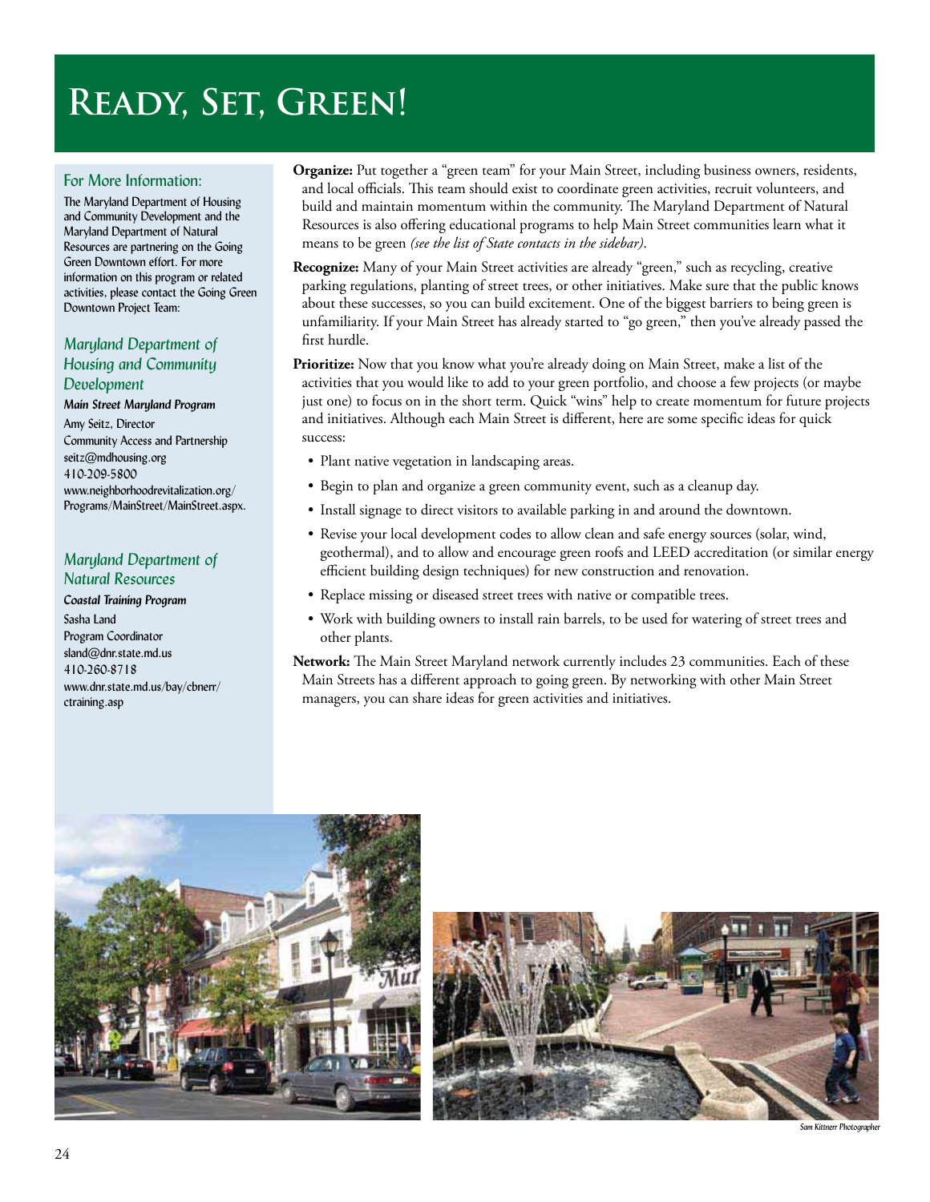# Ready, Set, Green!

**Organize:** Put together a "green team" for your Main Street, including business owners, residents, and local officials. This team should exist to coordinate green activities, recruit volunteers, and build and maintain momentum within the community. The Maryland Department of Natural Resources is also offering educational programs to help Main Street communities learn what it means to be green *(see the list of State contacts in the sidebar)*.

**Recognize:** Many of your Main Street activities are already "green," such as recycling, creative parking regulations, planting of street trees, or other initiatives. Make sure that the public knows about these successes, so you can build excitement. One of the biggest barriers to being green is unfamiliarity. If your Main Street has already started to "go green," then you've already passed the first hurdle.

**Prioritize:** Now that you know what you're already doing on Main Street, make a list of the activities that you would like to add to your green portfolio, and choose a few projects (or maybe just one) to focus on in the short term. Quick "wins" help to create momentum for future projects and initiatives. Although each Main Street is different, here are some specific ideas for quick success:

- Plant native vegetation in landscaping areas.
- Begin to plan and organize a green community event, such as a cleanup day.
- Install signage to direct visitors to available parking in and around the downtown.
- Revise your local development codes to allow clean and safe energy sources (solar, wind, geothermal), and to allow and encourage green roofs and LEED accreditation (or similar energy efficient building design techniques) for new construction and renovation.
- Replace missing or diseased street trees with native or compatible trees.
- Work with building owners to install rain barrels, to be used for watering of street trees and other plants.

**Network:** The Main Street Maryland network currently includes 23 communities. Each of these Main Streets has a different approach to going green. By networking with other Main Street managers, you can share ideas for green activities and initiatives.

## For More Information:

The Maryland Department of Housing and Community Development and the Maryland Department of Natural Resources are partnering on the Going Green Downtown effort. For more information on this program or related activities, please contact the Going Green Downtown Project Team:

### *Maryland Department of Housing and Community Development*

***Main Street Maryland Program***

Amy Seitz, Director
Community Access and Partnership
seitz@mdhousing.org
410-209-5800
www.neighborhoodrevitalization.org/Programs/MainStreet/MainStreet.aspx.

### *Maryland Department of Natural Resources*

***Coastal Training Program***

Sasha Land
Program Coordinator
sland@dnr.state.md.us
410-260-8718
www.dnr.state.md.us/bay/cbnerr/ctraining.asp

*Sam Kittner Photographer*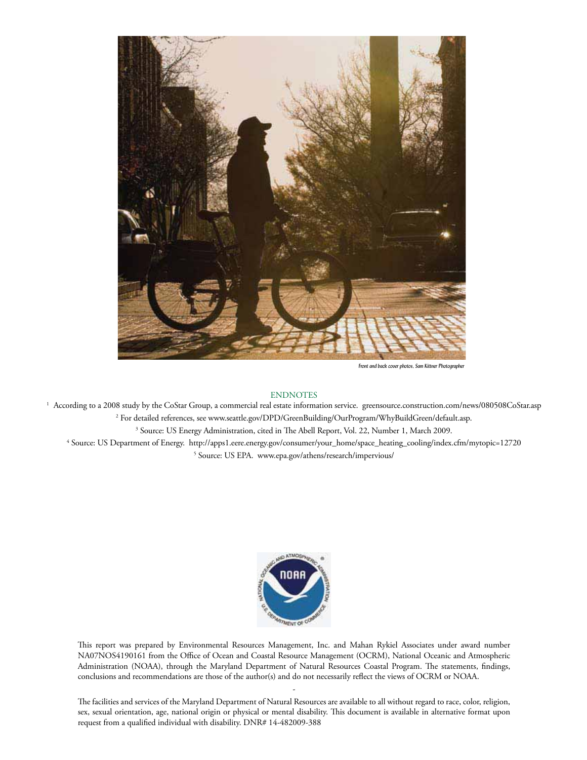*Front and back cover photos, Sam Kittner Photographer*

## ENDNOTES

[1] According to a 2008 study by the CoStar Group, a commercial real estate information service. greensource.construction.com/news/080508CoStar.asp

[2] For detailed references, see www.seattle.gov/DPD/GreenBuilding/OurProgram/WhyBuildGreen/default.asp.

[3] Source: US Energy Administration, cited in The Abell Report, Vol. 22, Number 1, March 2009.

[4] Source: US Department of Energy. http://apps1.eere.energy.gov/consumer/your_home/space_heating_cooling/index.cfm/mytopic=12720

[5] Source: US EPA. www.epa.gov/athens/research/impervious/

This report was prepared by Environmental Resources Management, Inc. and Mahan Rykiel Associates under award number NA07NOS4190161 from the Office of Ocean and Coastal Resource Management (OCRM), National Oceanic and Atmospheric Administration (NOAA), through the Maryland Department of Natural Resources Coastal Program. The statements, findings, conclusions and recommendations are those of the author(s) and do not necessarily reflect the views of OCRM or NOAA.

The facilities and services of the Maryland Department of Natural Resources are available to all without regard to race, color, religion, sex, sexual orientation, age, national origin or physical or mental disability. This document is available in alternative format upon request from a qualified individual with disability. DNR# 14-482009-388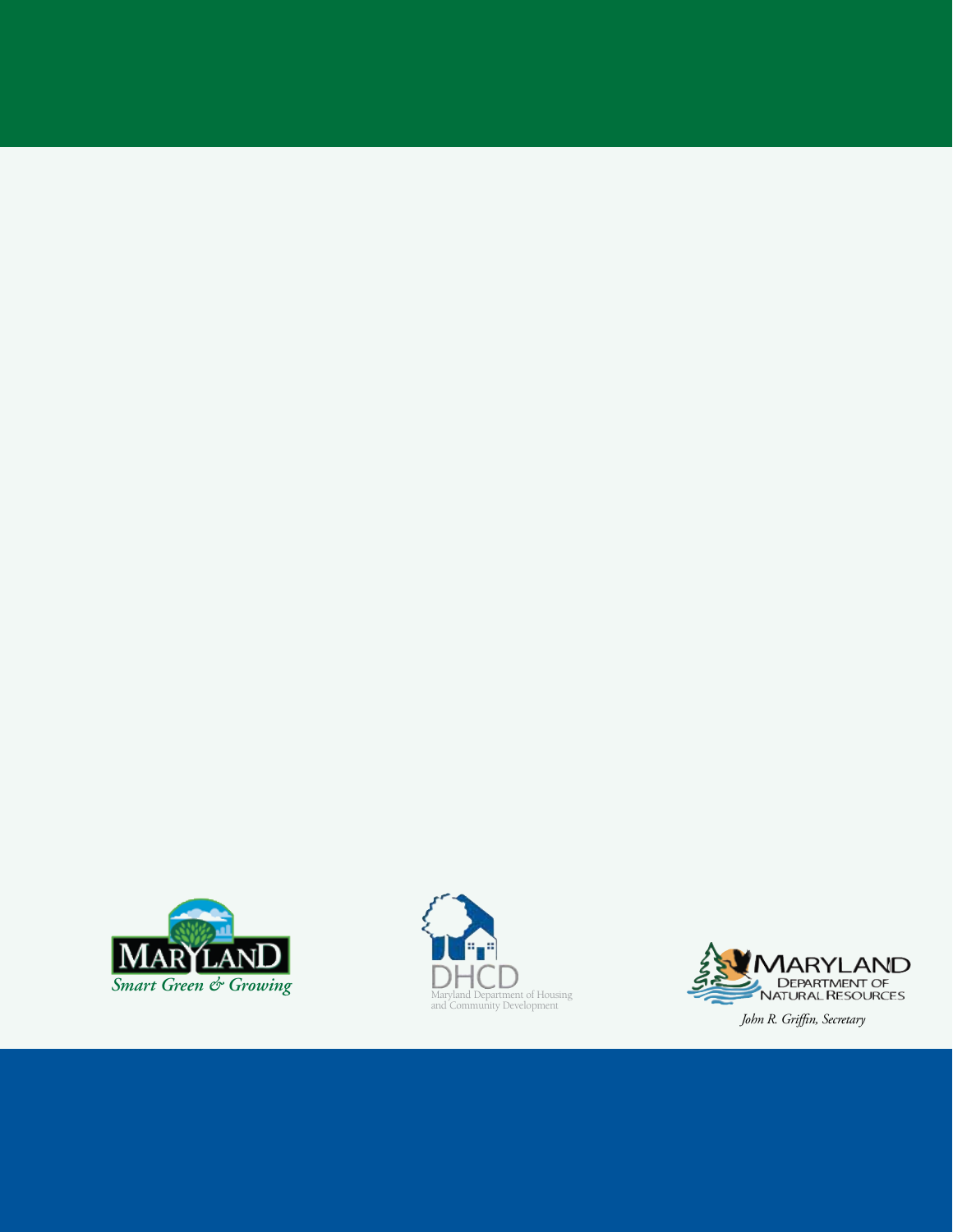MARYLAND
*Smart Green & Growing*

DHCD
Maryland Department of Housing and Community Development

MARYLAND
DEPARTMENT OF
NATURAL RESOURCES
*John R. Griffin, Secretary*